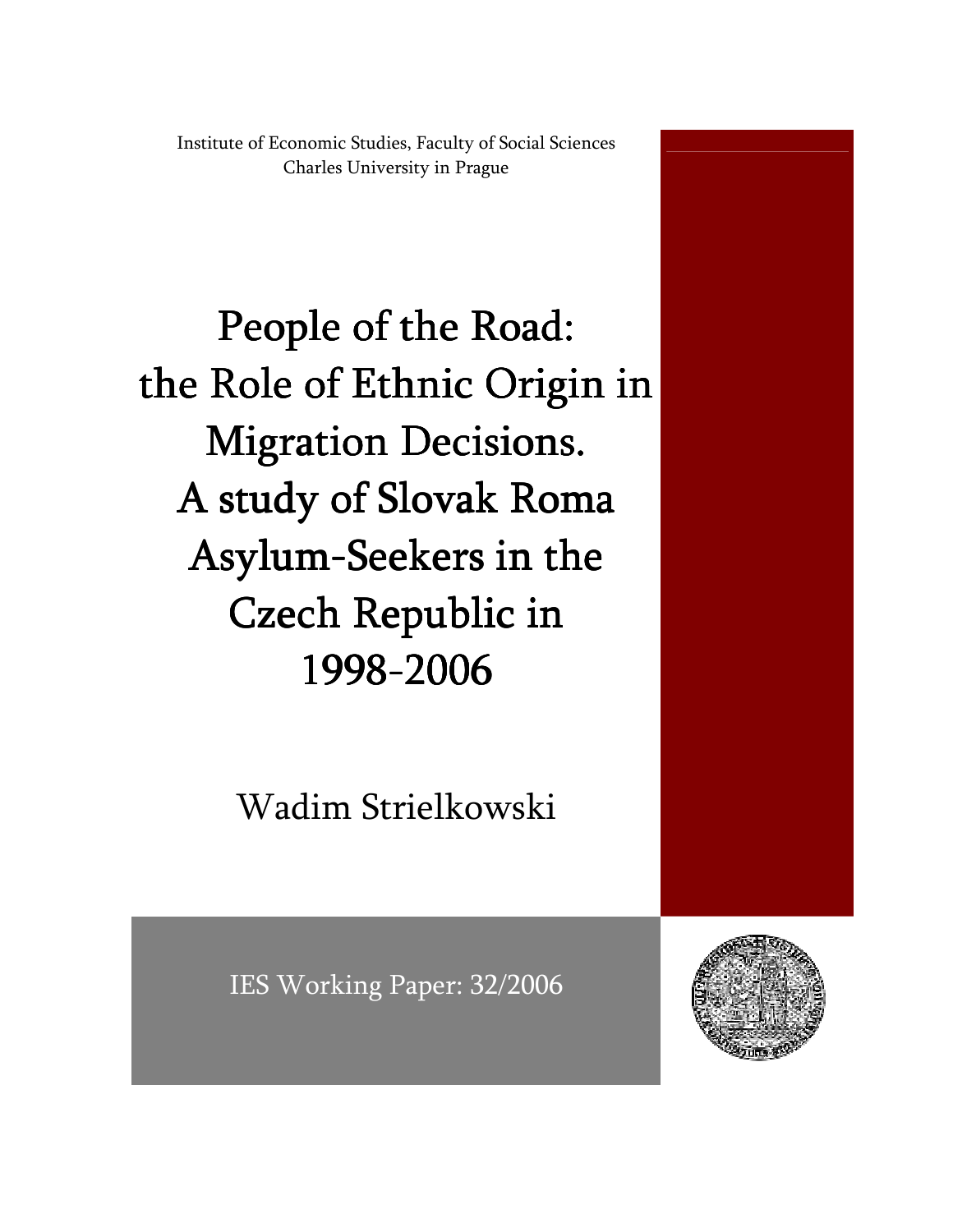Institute of Economic Studies, Faculty of Social Sciences
Charles University in Prague

# People of the Road: the Role of Ethnic Origin in Migration Decisions. A study of Slovak Roma Asylum-Seekers in the Czech Republic in 1998-2006

Wadim Strielkowski

IES Working Paper: 32/2006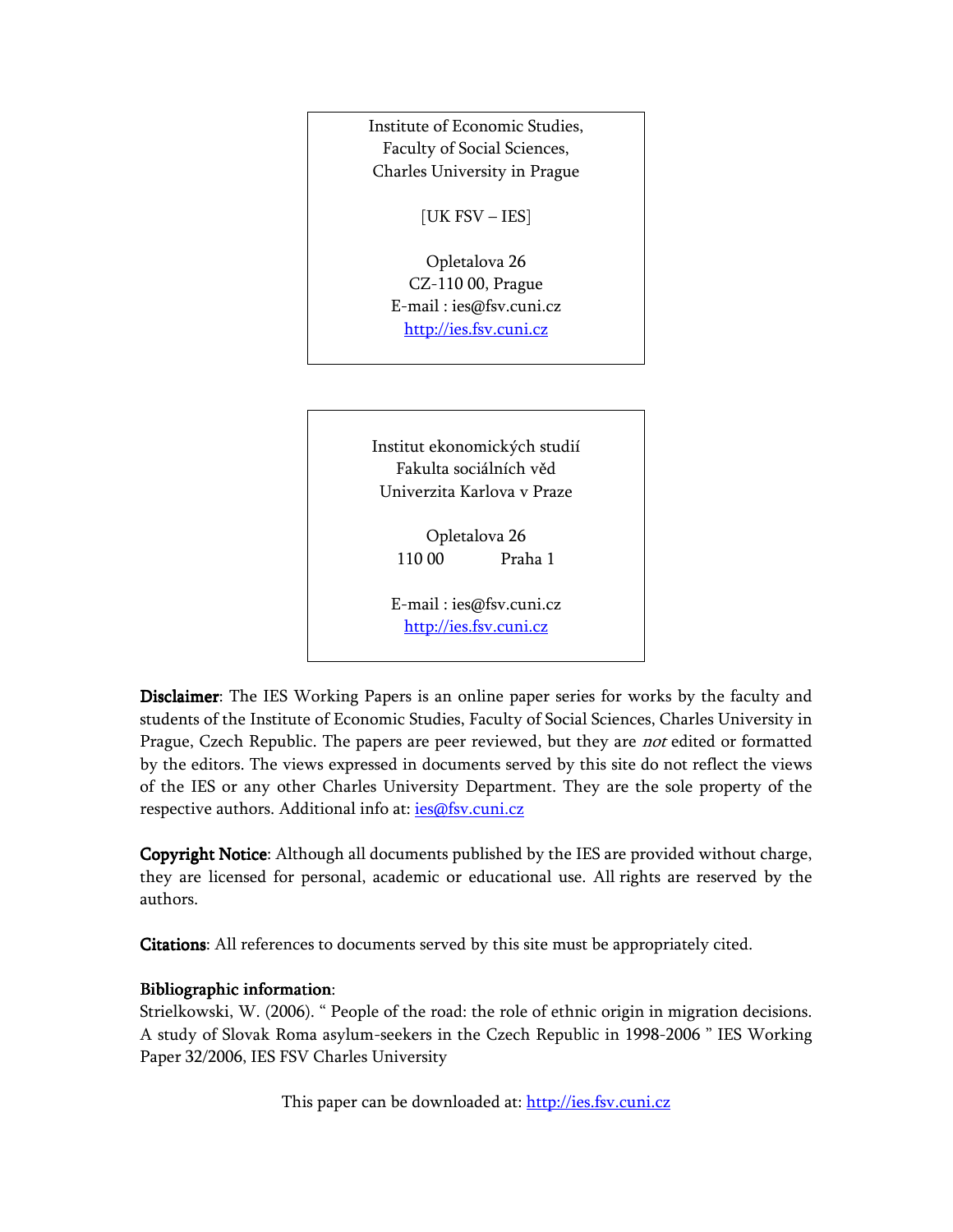Institute of Economic Studies,
Faculty of Social Sciences,
Charles University in Prague

[UK FSV – IES]

Opletalova 26
CZ-110 00, Prague
E-mail : ies@fsv.cuni.cz
http://ies.fsv.cuni.cz

Institut ekonomických studií
Fakulta sociálních věd
Univerzita Karlova v Praze

Opletalova 26
110 00 Praha 1

E-mail : ies@fsv.cuni.cz
http://ies.fsv.cuni.cz

**Disclaimer**: The IES Working Papers is an online paper series for works by the faculty and students of the Institute of Economic Studies, Faculty of Social Sciences, Charles University in Prague, Czech Republic. The papers are peer reviewed, but they are *not* edited or formatted by the editors. The views expressed in documents served by this site do not reflect the views of the IES or any other Charles University Department. They are the sole property of the respective authors. Additional info at: ies@fsv.cuni.cz

**Copyright Notice**: Although all documents published by the IES are provided without charge, they are licensed for personal, academic or educational use. All rights are reserved by the authors.

**Citations**: All references to documents served by this site must be appropriately cited.

**Bibliographic information**:
Strielkowski, W. (2006). " People of the road: the role of ethnic origin in migration decisions. A study of Slovak Roma asylum-seekers in the Czech Republic in 1998-2006 " IES Working Paper 32/2006, IES FSV Charles University

This paper can be downloaded at: http://ies.fsv.cuni.cz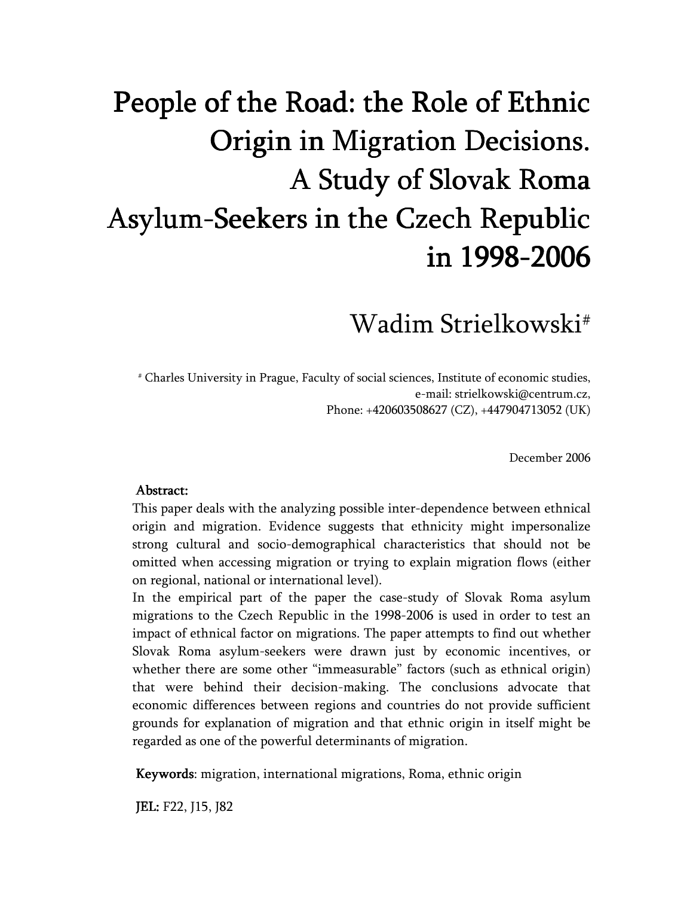# People of the Road: the Role of Ethnic Origin in Migration Decisions. A Study of Slovak Roma Asylum-Seekers in the Czech Republic in 1998-2006

## Wadim Strielkowski[#]

[#] Charles University in Prague, Faculty of social sciences, Institute of economic studies, e-mail: strielkowski@centrum.cz, Phone: +420603508627 (CZ), +447904713052 (UK)

December 2006

**Abstract:**

This paper deals with the analyzing possible inter-dependence between ethnical origin and migration. Evidence suggests that ethnicity might impersonalize strong cultural and socio-demographical characteristics that should not be omitted when accessing migration or trying to explain migration flows (either on regional, national or international level).

In the empirical part of the paper the case-study of Slovak Roma asylum migrations to the Czech Republic in the 1998-2006 is used in order to test an impact of ethnical factor on migrations. The paper attempts to find out whether Slovak Roma asylum-seekers were drawn just by economic incentives, or whether there are some other "immeasurable" factors (such as ethnical origin) that were behind their decision-making. The conclusions advocate that economic differences between regions and countries do not provide sufficient grounds for explanation of migration and that ethnic origin in itself might be regarded as one of the powerful determinants of migration.

**Keywords**: migration, international migrations, Roma, ethnic origin

**JEL:** F22, J15, J82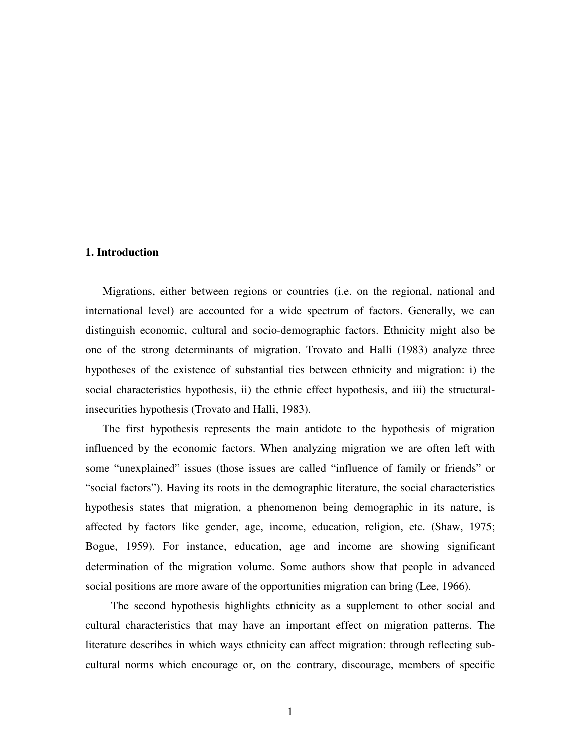## 1. Introduction

Migrations, either between regions or countries (i.e. on the regional, national and international level) are accounted for a wide spectrum of factors. Generally, we can distinguish economic, cultural and socio-demographic factors. Ethnicity might also be one of the strong determinants of migration. Trovato and Halli (1983) analyze three hypotheses of the existence of substantial ties between ethnicity and migration: i) the social characteristics hypothesis, ii) the ethnic effect hypothesis, and iii) the structural-insecurities hypothesis (Trovato and Halli, 1983).

The first hypothesis represents the main antidote to the hypothesis of migration influenced by the economic factors. When analyzing migration we are often left with some "unexplained" issues (those issues are called "influence of family or friends" or "social factors"). Having its roots in the demographic literature, the social characteristics hypothesis states that migration, a phenomenon being demographic in its nature, is affected by factors like gender, age, income, education, religion, etc. (Shaw, 1975; Bogue, 1959). For instance, education, age and income are showing significant determination of the migration volume. Some authors show that people in advanced social positions are more aware of the opportunities migration can bring (Lee, 1966).

The second hypothesis highlights ethnicity as a supplement to other social and cultural characteristics that may have an important effect on migration patterns. The literature describes in which ways ethnicity can affect migration: through reflecting sub-cultural norms which encourage or, on the contrary, discourage, members of specific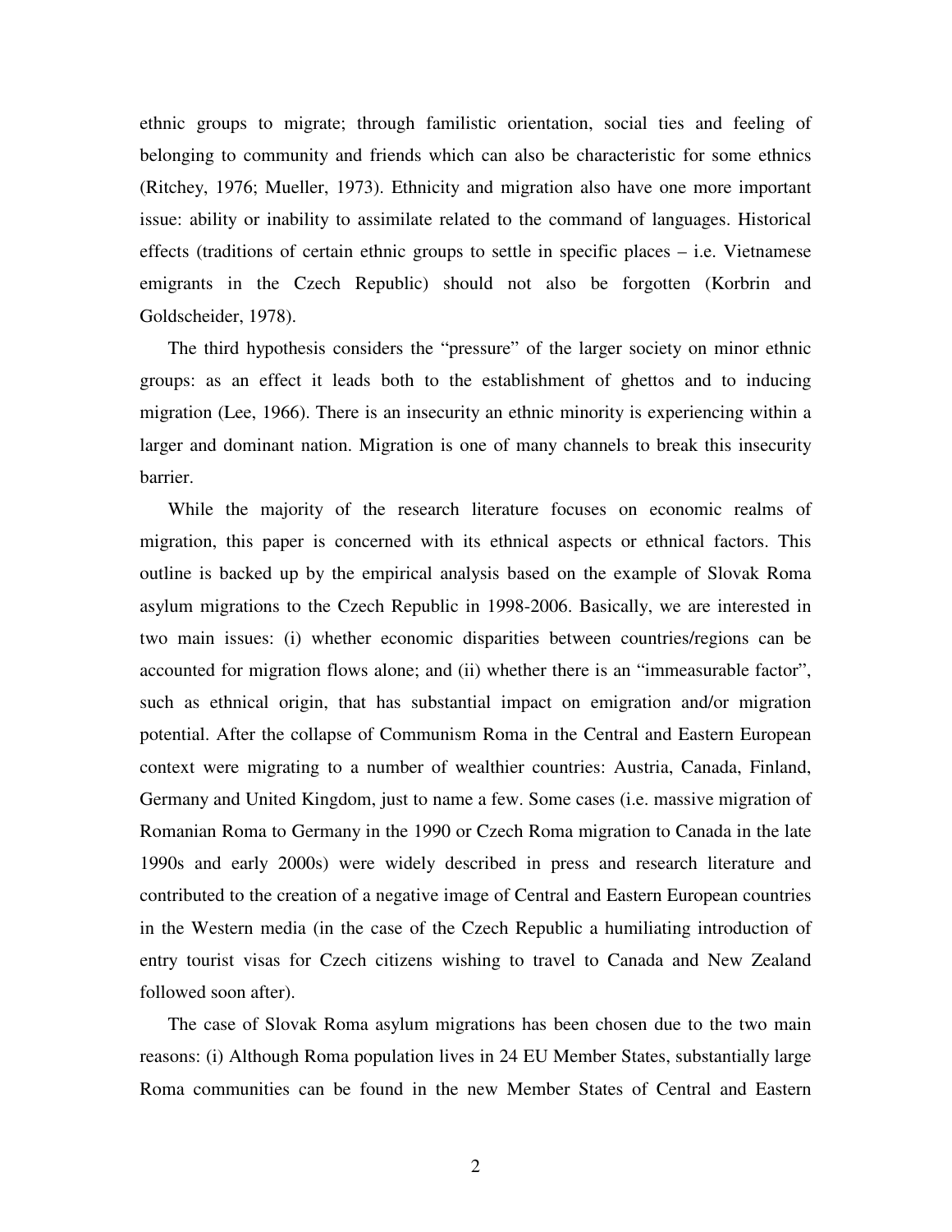ethnic groups to migrate; through familistic orientation, social ties and feeling of belonging to community and friends which can also be characteristic for some ethnics (Ritchey, 1976; Mueller, 1973). Ethnicity and migration also have one more important issue: ability or inability to assimilate related to the command of languages. Historical effects (traditions of certain ethnic groups to settle in specific places – i.e. Vietnamese emigrants in the Czech Republic) should not also be forgotten (Korbrin and Goldscheider, 1978).

The third hypothesis considers the "pressure" of the larger society on minor ethnic groups: as an effect it leads both to the establishment of ghettos and to inducing migration (Lee, 1966). There is an insecurity an ethnic minority is experiencing within a larger and dominant nation. Migration is one of many channels to break this insecurity barrier.

While the majority of the research literature focuses on economic realms of migration, this paper is concerned with its ethnical aspects or ethnical factors. This outline is backed up by the empirical analysis based on the example of Slovak Roma asylum migrations to the Czech Republic in 1998-2006. Basically, we are interested in two main issues: (i) whether economic disparities between countries/regions can be accounted for migration flows alone; and (ii) whether there is an "immeasurable factor", such as ethnical origin, that has substantial impact on emigration and/or migration potential. After the collapse of Communism Roma in the Central and Eastern European context were migrating to a number of wealthier countries: Austria, Canada, Finland, Germany and United Kingdom, just to name a few. Some cases (i.e. massive migration of Romanian Roma to Germany in the 1990 or Czech Roma migration to Canada in the late 1990s and early 2000s) were widely described in press and research literature and contributed to the creation of a negative image of Central and Eastern European countries in the Western media (in the case of the Czech Republic a humiliating introduction of entry tourist visas for Czech citizens wishing to travel to Canada and New Zealand followed soon after).

The case of Slovak Roma asylum migrations has been chosen due to the two main reasons: (i) Although Roma population lives in 24 EU Member States, substantially large Roma communities can be found in the new Member States of Central and Eastern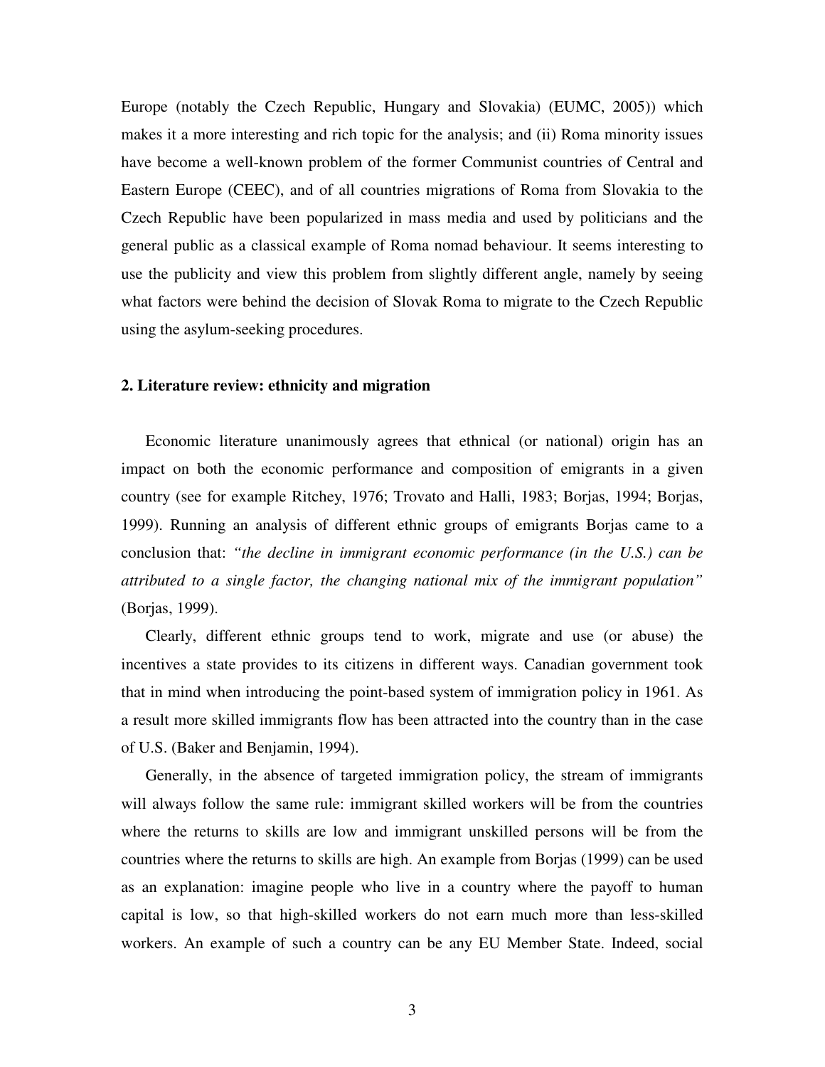Europe (notably the Czech Republic, Hungary and Slovakia) (EUMC, 2005)) which makes it a more interesting and rich topic for the analysis; and (ii) Roma minority issues have become a well-known problem of the former Communist countries of Central and Eastern Europe (CEEC), and of all countries migrations of Roma from Slovakia to the Czech Republic have been popularized in mass media and used by politicians and the general public as a classical example of Roma nomad behaviour. It seems interesting to use the publicity and view this problem from slightly different angle, namely by seeing what factors were behind the decision of Slovak Roma to migrate to the Czech Republic using the asylum-seeking procedures.

## 2. Literature review: ethnicity and migration

Economic literature unanimously agrees that ethnical (or national) origin has an impact on both the economic performance and composition of emigrants in a given country (see for example Ritchey, 1976; Trovato and Halli, 1983; Borjas, 1994; Borjas, 1999). Running an analysis of different ethnic groups of emigrants Borjas came to a conclusion that: *"the decline in immigrant economic performance (in the U.S.) can be attributed to a single factor, the changing national mix of the immigrant population"* (Borjas, 1999).

Clearly, different ethnic groups tend to work, migrate and use (or abuse) the incentives a state provides to its citizens in different ways. Canadian government took that in mind when introducing the point-based system of immigration policy in 1961. As a result more skilled immigrants flow has been attracted into the country than in the case of U.S. (Baker and Benjamin, 1994).

Generally, in the absence of targeted immigration policy, the stream of immigrants will always follow the same rule: immigrant skilled workers will be from the countries where the returns to skills are low and immigrant unskilled persons will be from the countries where the returns to skills are high. An example from Borjas (1999) can be used as an explanation: imagine people who live in a country where the payoff to human capital is low, so that high-skilled workers do not earn much more than less-skilled workers. An example of such a country can be any EU Member State. Indeed, social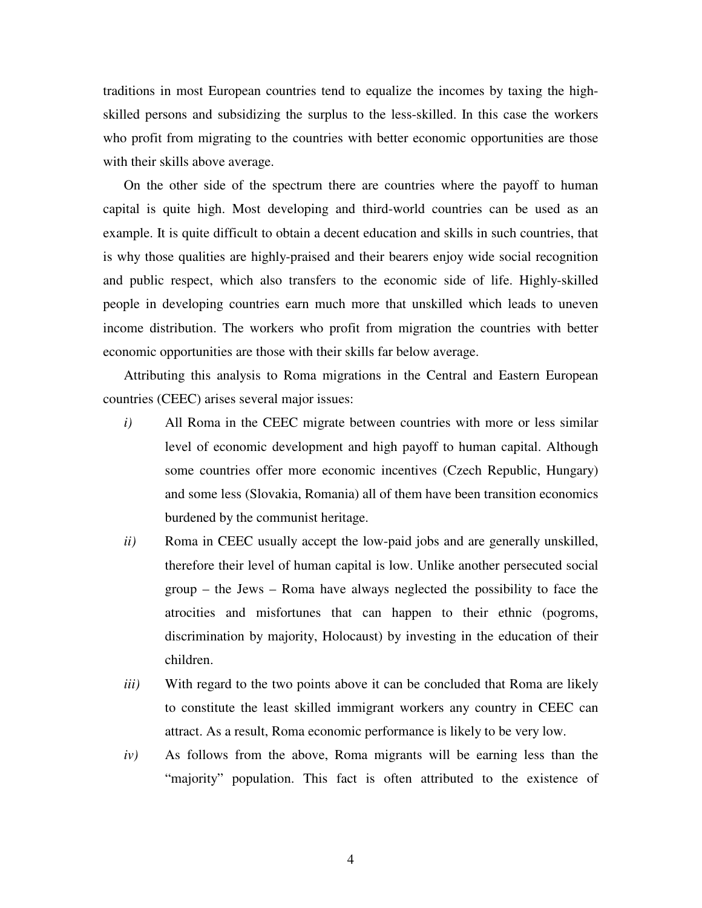traditions in most European countries tend to equalize the incomes by taxing the high-skilled persons and subsidizing the surplus to the less-skilled. In this case the workers who profit from migrating to the countries with better economic opportunities are those with their skills above average.

On the other side of the spectrum there are countries where the payoff to human capital is quite high. Most developing and third-world countries can be used as an example. It is quite difficult to obtain a decent education and skills in such countries, that is why those qualities are highly-praised and their bearers enjoy wide social recognition and public respect, which also transfers to the economic side of life. Highly-skilled people in developing countries earn much more that unskilled which leads to uneven income distribution. The workers who profit from migration the countries with better economic opportunities are those with their skills far below average.

Attributing this analysis to Roma migrations in the Central and Eastern European countries (CEEC) arises several major issues:

*i)* All Roma in the CEEC migrate between countries with more or less similar level of economic development and high payoff to human capital. Although some countries offer more economic incentives (Czech Republic, Hungary) and some less (Slovakia, Romania) all of them have been transition economics burdened by the communist heritage.

*ii)* Roma in CEEC usually accept the low-paid jobs and are generally unskilled, therefore their level of human capital is low. Unlike another persecuted social group – the Jews – Roma have always neglected the possibility to face the atrocities and misfortunes that can happen to their ethnic (pogroms, discrimination by majority, Holocaust) by investing in the education of their children.

*iii)* With regard to the two points above it can be concluded that Roma are likely to constitute the least skilled immigrant workers any country in CEEC can attract. As a result, Roma economic performance is likely to be very low.

*iv)* As follows from the above, Roma migrants will be earning less than the "majority" population. This fact is often attributed to the existence of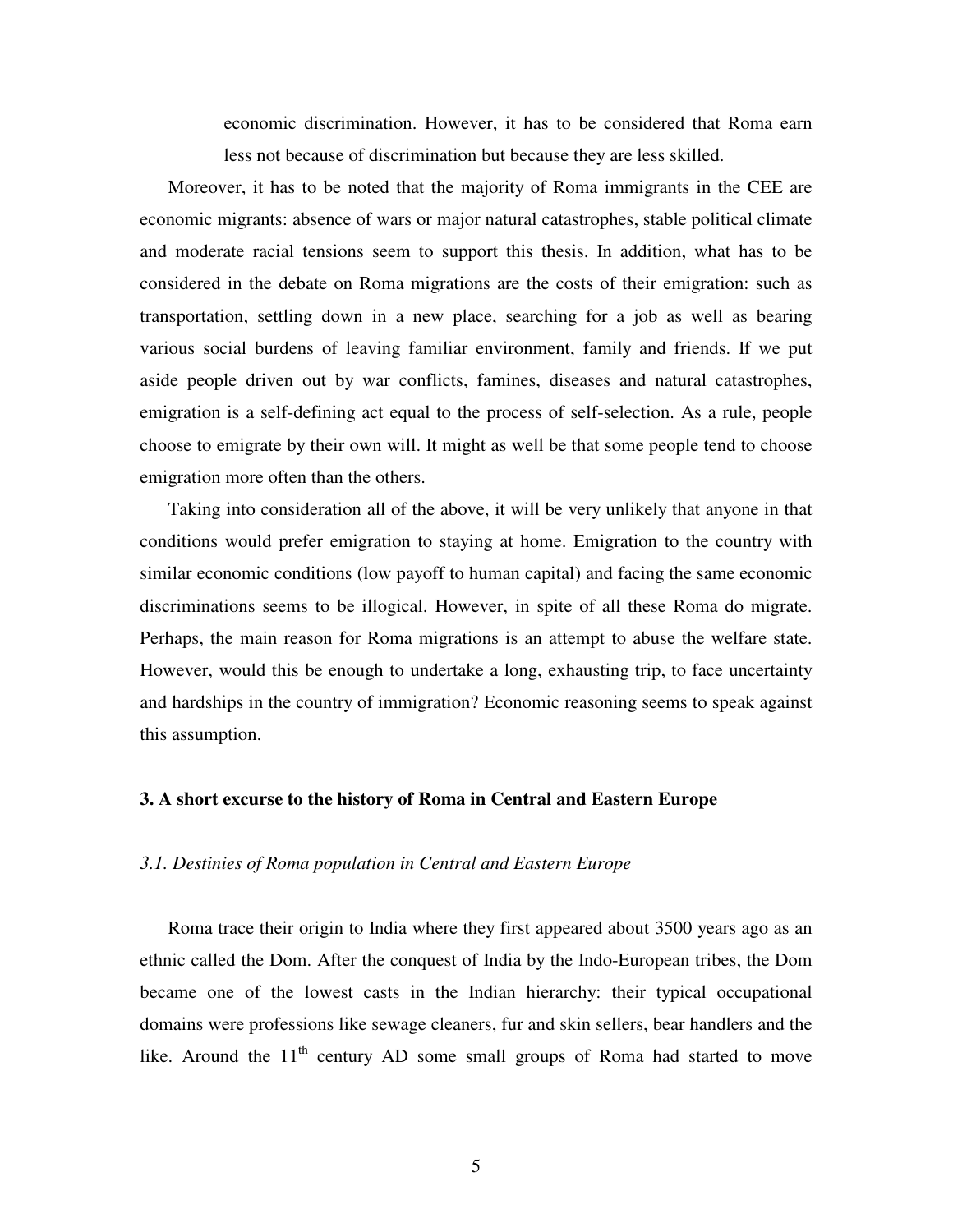economic discrimination. However, it has to be considered that Roma earn less not because of discrimination but because they are less skilled.

Moreover, it has to be noted that the majority of Roma immigrants in the CEE are economic migrants: absence of wars or major natural catastrophes, stable political climate and moderate racial tensions seem to support this thesis. In addition, what has to be considered in the debate on Roma migrations are the costs of their emigration: such as transportation, settling down in a new place, searching for a job as well as bearing various social burdens of leaving familiar environment, family and friends. If we put aside people driven out by war conflicts, famines, diseases and natural catastrophes, emigration is a self-defining act equal to the process of self-selection. As a rule, people choose to emigrate by their own will. It might as well be that some people tend to choose emigration more often than the others.

Taking into consideration all of the above, it will be very unlikely that anyone in that conditions would prefer emigration to staying at home. Emigration to the country with similar economic conditions (low payoff to human capital) and facing the same economic discriminations seems to be illogical. However, in spite of all these Roma do migrate. Perhaps, the main reason for Roma migrations is an attempt to abuse the welfare state. However, would this be enough to undertake a long, exhausting trip, to face uncertainty and hardships in the country of immigration? Economic reasoning seems to speak against this assumption.

## 3. A short excurse to the history of Roma in Central and Eastern Europe

### *3.1. Destinies of Roma population in Central and Eastern Europe*

Roma trace their origin to India where they first appeared about 3500 years ago as an ethnic called the Dom. After the conquest of India by the Indo-European tribes, the Dom became one of the lowest casts in the Indian hierarchy: their typical occupational domains were professions like sewage cleaners, fur and skin sellers, bear handlers and the like. Around the 11th century AD some small groups of Roma had started to move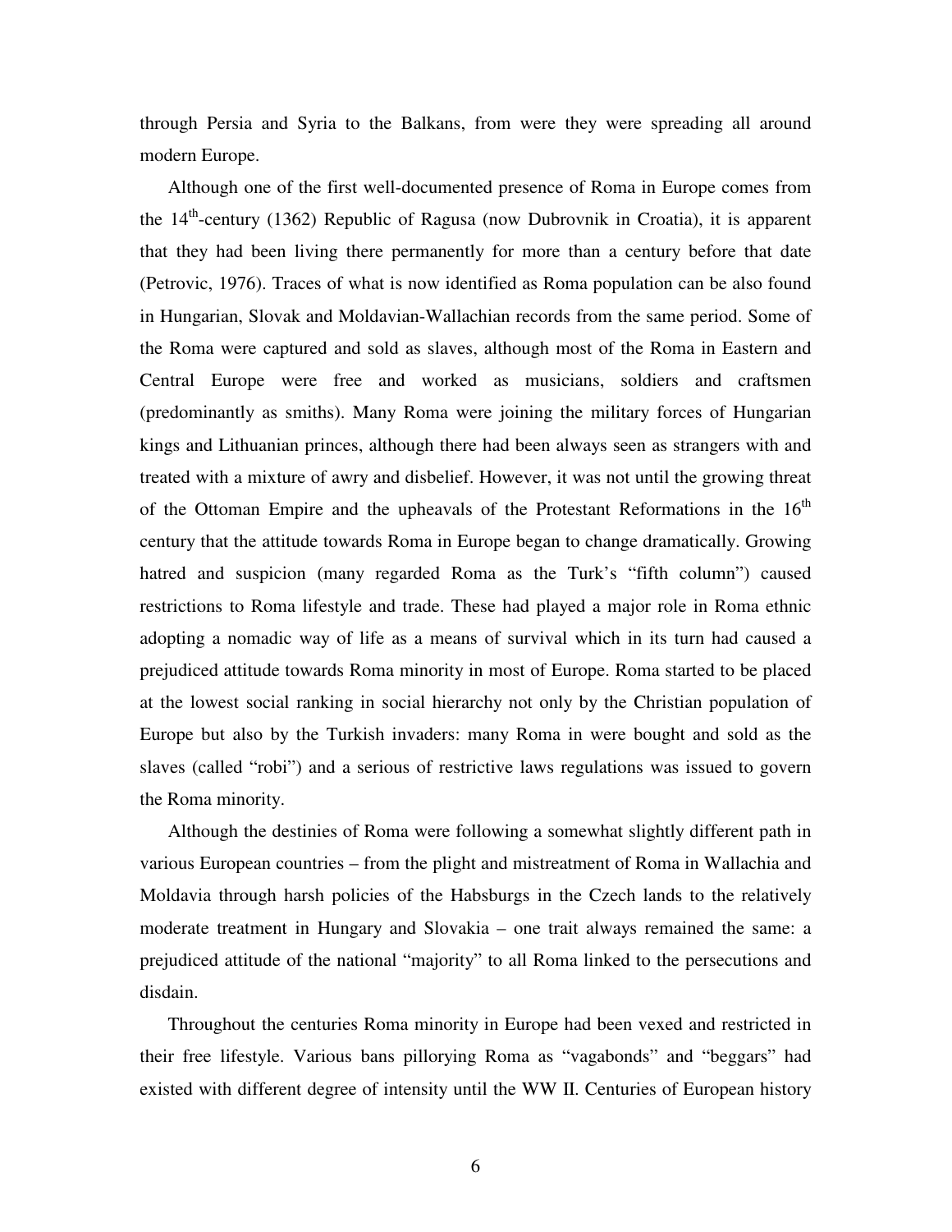through Persia and Syria to the Balkans, from were they were spreading all around modern Europe.

Although one of the first well-documented presence of Roma in Europe comes from the 14th-century (1362) Republic of Ragusa (now Dubrovnik in Croatia), it is apparent that they had been living there permanently for more than a century before that date (Petrovic, 1976). Traces of what is now identified as Roma population can be also found in Hungarian, Slovak and Moldavian-Wallachian records from the same period. Some of the Roma were captured and sold as slaves, although most of the Roma in Eastern and Central Europe were free and worked as musicians, soldiers and craftsmen (predominantly as smiths). Many Roma were joining the military forces of Hungarian kings and Lithuanian princes, although there had been always seen as strangers with and treated with a mixture of awry and disbelief. However, it was not until the growing threat of the Ottoman Empire and the upheavals of the Protestant Reformations in the 16th century that the attitude towards Roma in Europe began to change dramatically. Growing hatred and suspicion (many regarded Roma as the Turk's "fifth column") caused restrictions to Roma lifestyle and trade. These had played a major role in Roma ethnic adopting a nomadic way of life as a means of survival which in its turn had caused a prejudiced attitude towards Roma minority in most of Europe. Roma started to be placed at the lowest social ranking in social hierarchy not only by the Christian population of Europe but also by the Turkish invaders: many Roma in were bought and sold as the slaves (called "robi") and a serious of restrictive laws regulations was issued to govern the Roma minority.

Although the destinies of Roma were following a somewhat slightly different path in various European countries – from the plight and mistreatment of Roma in Wallachia and Moldavia through harsh policies of the Habsburgs in the Czech lands to the relatively moderate treatment in Hungary and Slovakia – one trait always remained the same: a prejudiced attitude of the national "majority" to all Roma linked to the persecutions and disdain.

Throughout the centuries Roma minority in Europe had been vexed and restricted in their free lifestyle. Various bans pillorying Roma as "vagabonds" and "beggars" had existed with different degree of intensity until the WW II. Centuries of European history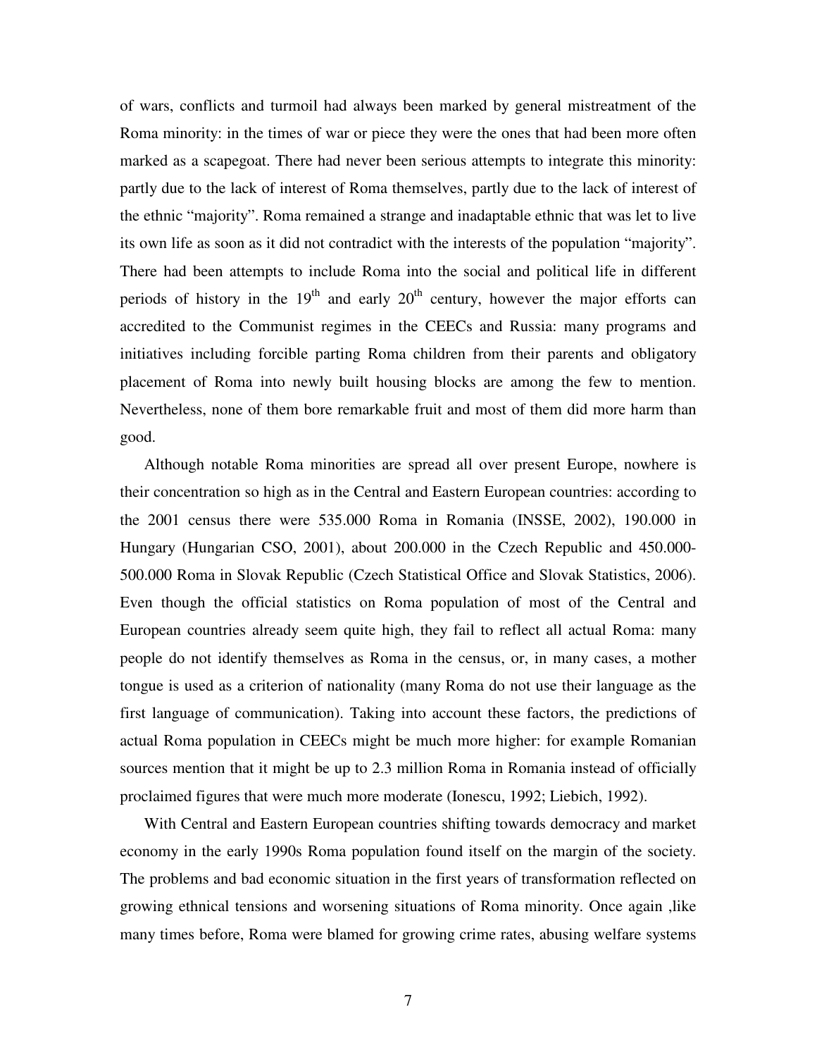of wars, conflicts and turmoil had always been marked by general mistreatment of the Roma minority: in the times of war or piece they were the ones that had been more often marked as a scapegoat. There had never been serious attempts to integrate this minority: partly due to the lack of interest of Roma themselves, partly due to the lack of interest of the ethnic "majority". Roma remained a strange and inadaptable ethnic that was let to live its own life as soon as it did not contradict with the interests of the population "majority". There had been attempts to include Roma into the social and political life in different periods of history in the 19th and early 20th century, however the major efforts can accredited to the Communist regimes in the CEECs and Russia: many programs and initiatives including forcible parting Roma children from their parents and obligatory placement of Roma into newly built housing blocks are among the few to mention. Nevertheless, none of them bore remarkable fruit and most of them did more harm than good.

Although notable Roma minorities are spread all over present Europe, nowhere is their concentration so high as in the Central and Eastern European countries: according to the 2001 census there were 535.000 Roma in Romania (INSSE, 2002), 190.000 in Hungary (Hungarian CSO, 2001), about 200.000 in the Czech Republic and 450.000-500.000 Roma in Slovak Republic (Czech Statistical Office and Slovak Statistics, 2006). Even though the official statistics on Roma population of most of the Central and European countries already seem quite high, they fail to reflect all actual Roma: many people do not identify themselves as Roma in the census, or, in many cases, a mother tongue is used as a criterion of nationality (many Roma do not use their language as the first language of communication). Taking into account these factors, the predictions of actual Roma population in CEECs might be much more higher: for example Romanian sources mention that it might be up to 2.3 million Roma in Romania instead of officially proclaimed figures that were much more moderate (Ionescu, 1992; Liebich, 1992).

With Central and Eastern European countries shifting towards democracy and market economy in the early 1990s Roma population found itself on the margin of the society. The problems and bad economic situation in the first years of transformation reflected on growing ethnical tensions and worsening situations of Roma minority. Once again ,like many times before, Roma were blamed for growing crime rates, abusing welfare systems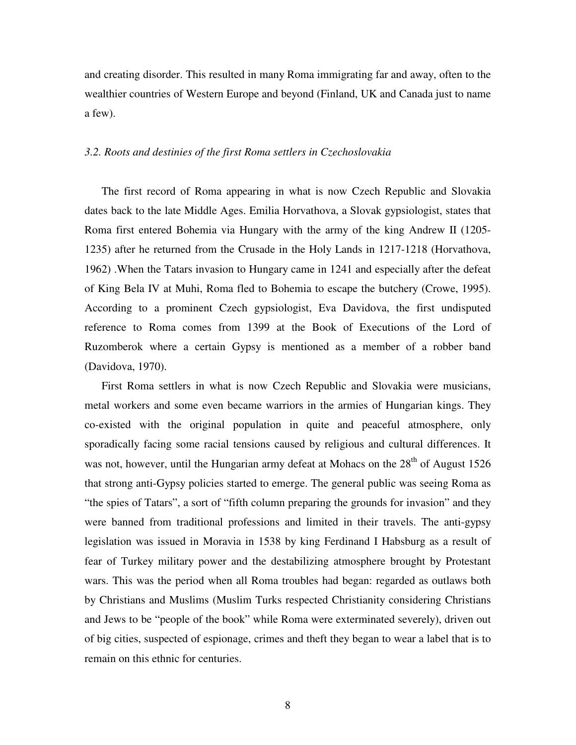and creating disorder. This resulted in many Roma immigrating far and away, often to the wealthier countries of Western Europe and beyond (Finland, UK and Canada just to name a few).

### *3.2. Roots and destinies of the first Roma settlers in Czechoslovakia*

The first record of Roma appearing in what is now Czech Republic and Slovakia dates back to the late Middle Ages. Emilia Horvathova, a Slovak gypsiologist, states that Roma first entered Bohemia via Hungary with the army of the king Andrew II (1205-1235) after he returned from the Crusade in the Holy Lands in 1217-1218 (Horvathova, 1962) .When the Tatars invasion to Hungary came in 1241 and especially after the defeat of King Bela IV at Muhi, Roma fled to Bohemia to escape the butchery (Crowe, 1995). According to a prominent Czech gypsiologist, Eva Davidova, the first undisputed reference to Roma comes from 1399 at the Book of Executions of the Lord of Ruzomberok where a certain Gypsy is mentioned as a member of a robber band (Davidova, 1970).

First Roma settlers in what is now Czech Republic and Slovakia were musicians, metal workers and some even became warriors in the armies of Hungarian kings. They co-existed with the original population in quite and peaceful atmosphere, only sporadically facing some racial tensions caused by religious and cultural differences. It was not, however, until the Hungarian army defeat at Mohacs on the 28th of August 1526 that strong anti-Gypsy policies started to emerge. The general public was seeing Roma as "the spies of Tatars", a sort of "fifth column preparing the grounds for invasion" and they were banned from traditional professions and limited in their travels. The anti-gypsy legislation was issued in Moravia in 1538 by king Ferdinand I Habsburg as a result of fear of Turkey military power and the destabilizing atmosphere brought by Protestant wars. This was the period when all Roma troubles had began: regarded as outlaws both by Christians and Muslims (Muslim Turks respected Christianity considering Christians and Jews to be "people of the book" while Roma were exterminated severely), driven out of big cities, suspected of espionage, crimes and theft they began to wear a label that is to remain on this ethnic for centuries.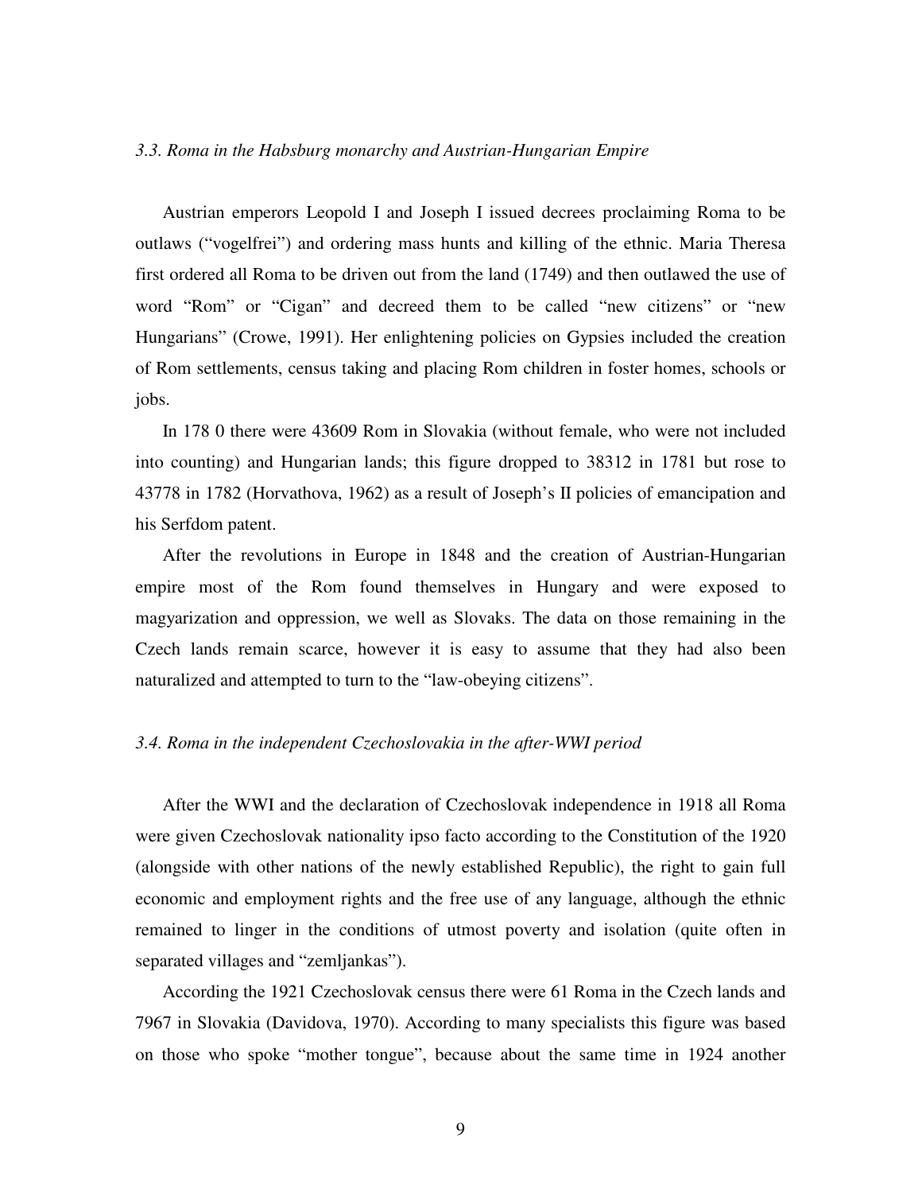### *3.3. Roma in the Habsburg monarchy and Austrian-Hungarian Empire*

Austrian emperors Leopold I and Joseph I issued decrees proclaiming Roma to be outlaws ("vogelfrei") and ordering mass hunts and killing of the ethnic. Maria Theresa first ordered all Roma to be driven out from the land (1749) and then outlawed the use of word "Rom" or "Cigan" and decreed them to be called "new citizens" or "new Hungarians" (Crowe, 1991). Her enlightening policies on Gypsies included the creation of Rom settlements, census taking and placing Rom children in foster homes, schools or jobs.

In 178 0 there were 43609 Rom in Slovakia (without female, who were not included into counting) and Hungarian lands; this figure dropped to 38312 in 1781 but rose to 43778 in 1782 (Horvathova, 1962) as a result of Joseph's II policies of emancipation and his Serfdom patent.

After the revolutions in Europe in 1848 and the creation of Austrian-Hungarian empire most of the Rom found themselves in Hungary and were exposed to magyarization and oppression, we well as Slovaks. The data on those remaining in the Czech lands remain scarce, however it is easy to assume that they had also been naturalized and attempted to turn to the "law-obeying citizens".

### *3.4. Roma in the independent Czechoslovakia in the after-WWI period*

After the WWI and the declaration of Czechoslovak independence in 1918 all Roma were given Czechoslovak nationality ipso facto according to the Constitution of the 1920 (alongside with other nations of the newly established Republic), the right to gain full economic and employment rights and the free use of any language, although the ethnic remained to linger in the conditions of utmost poverty and isolation (quite often in separated villages and "zemljankas").

According the 1921 Czechoslovak census there were 61 Roma in the Czech lands and 7967 in Slovakia (Davidova, 1970). According to many specialists this figure was based on those who spoke "mother tongue", because about the same time in 1924 another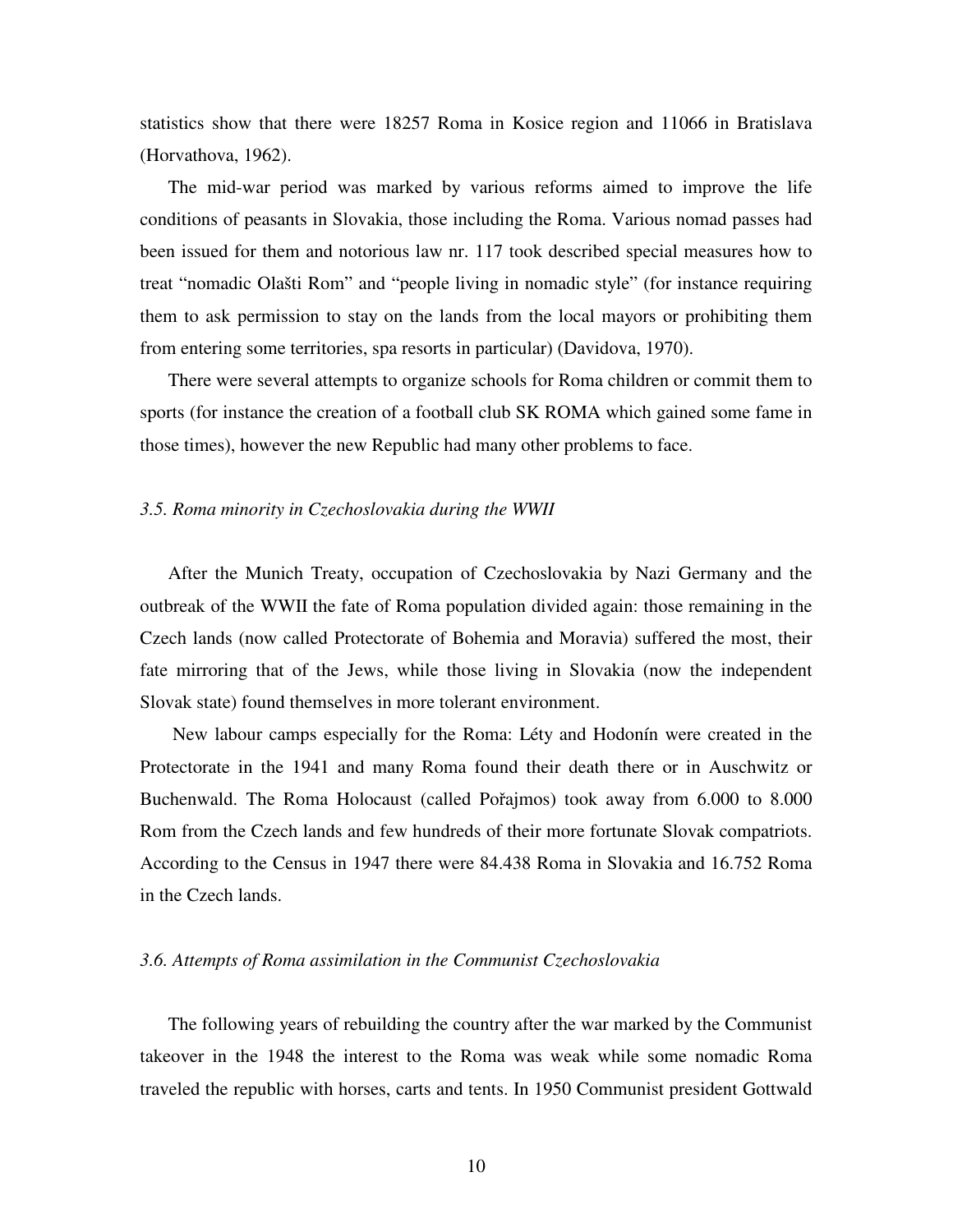statistics show that there were 18257 Roma in Kosice region and 11066 in Bratislava (Horvathova, 1962).

The mid-war period was marked by various reforms aimed to improve the life conditions of peasants in Slovakia, those including the Roma. Various nomad passes had been issued for them and notorious law nr. 117 took described special measures how to treat "nomadic Olašti Rom" and "people living in nomadic style" (for instance requiring them to ask permission to stay on the lands from the local mayors or prohibiting them from entering some territories, spa resorts in particular) (Davidova, 1970).

There were several attempts to organize schools for Roma children or commit them to sports (for instance the creation of a football club SK ROMA which gained some fame in those times), however the new Republic had many other problems to face.

### *3.5. Roma minority in Czechoslovakia during the WWII*

After the Munich Treaty, occupation of Czechoslovakia by Nazi Germany and the outbreak of the WWII the fate of Roma population divided again: those remaining in the Czech lands (now called Protectorate of Bohemia and Moravia) suffered the most, their fate mirroring that of the Jews, while those living in Slovakia (now the independent Slovak state) found themselves in more tolerant environment.

New labour camps especially for the Roma: Léty and Hodonín were created in the Protectorate in the 1941 and many Roma found their death there or in Auschwitz or Buchenwald. The Roma Holocaust (called Pořajmos) took away from 6.000 to 8.000 Rom from the Czech lands and few hundreds of their more fortunate Slovak compatriots. According to the Census in 1947 there were 84.438 Roma in Slovakia and 16.752 Roma in the Czech lands.

### *3.6. Attempts of Roma assimilation in the Communist Czechoslovakia*

The following years of rebuilding the country after the war marked by the Communist takeover in the 1948 the interest to the Roma was weak while some nomadic Roma traveled the republic with horses, carts and tents. In 1950 Communist president Gottwald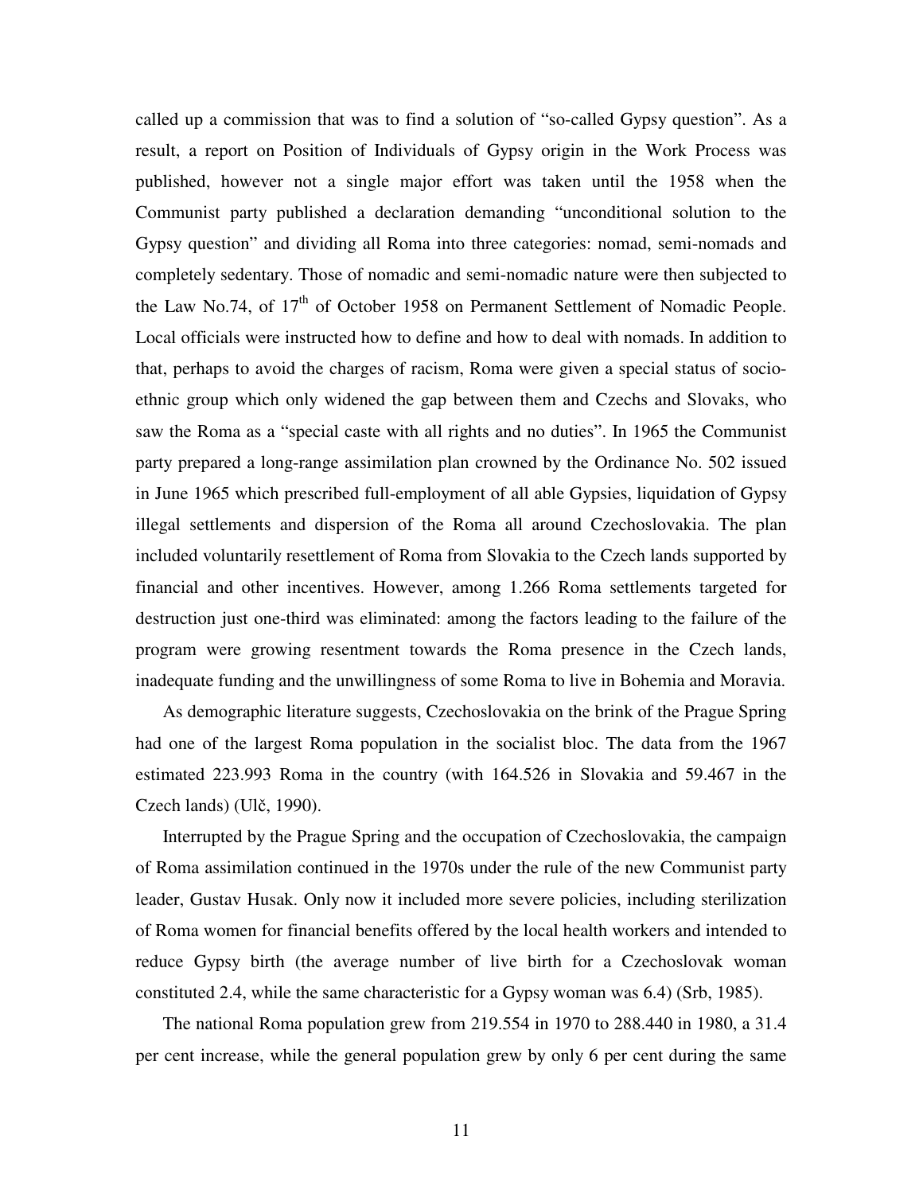called up a commission that was to find a solution of “so-called Gypsy question”. As a result, a report on Position of Individuals of Gypsy origin in the Work Process was published, however not a single major effort was taken until the 1958 when the Communist party published a declaration demanding “unconditional solution to the Gypsy question” and dividing all Roma into three categories: nomad, semi-nomads and completely sedentary. Those of nomadic and semi-nomadic nature were then subjected to the Law No.74, of 17th of October 1958 on Permanent Settlement of Nomadic People. Local officials were instructed how to define and how to deal with nomads. In addition to that, perhaps to avoid the charges of racism, Roma were given a special status of socio-ethnic group which only widened the gap between them and Czechs and Slovaks, who saw the Roma as a “special caste with all rights and no duties”. In 1965 the Communist party prepared a long-range assimilation plan crowned by the Ordinance No. 502 issued in June 1965 which prescribed full-employment of all able Gypsies, liquidation of Gypsy illegal settlements and dispersion of the Roma all around Czechoslovakia. The plan included voluntarily resettlement of Roma from Slovakia to the Czech lands supported by financial and other incentives. However, among 1.266 Roma settlements targeted for destruction just one-third was eliminated: among the factors leading to the failure of the program were growing resentment towards the Roma presence in the Czech lands, inadequate funding and the unwillingness of some Roma to live in Bohemia and Moravia.

As demographic literature suggests, Czechoslovakia on the brink of the Prague Spring had one of the largest Roma population in the socialist bloc. The data from the 1967 estimated 223.993 Roma in the country (with 164.526 in Slovakia and 59.467 in the Czech lands) (Ulč, 1990).

Interrupted by the Prague Spring and the occupation of Czechoslovakia, the campaign of Roma assimilation continued in the 1970s under the rule of the new Communist party leader, Gustav Husak. Only now it included more severe policies, including sterilization of Roma women for financial benefits offered by the local health workers and intended to reduce Gypsy birth (the average number of live birth for a Czechoslovak woman constituted 2.4, while the same characteristic for a Gypsy woman was 6.4) (Srb, 1985).

The national Roma population grew from 219.554 in 1970 to 288.440 in 1980, a 31.4 per cent increase, while the general population grew by only 6 per cent during the same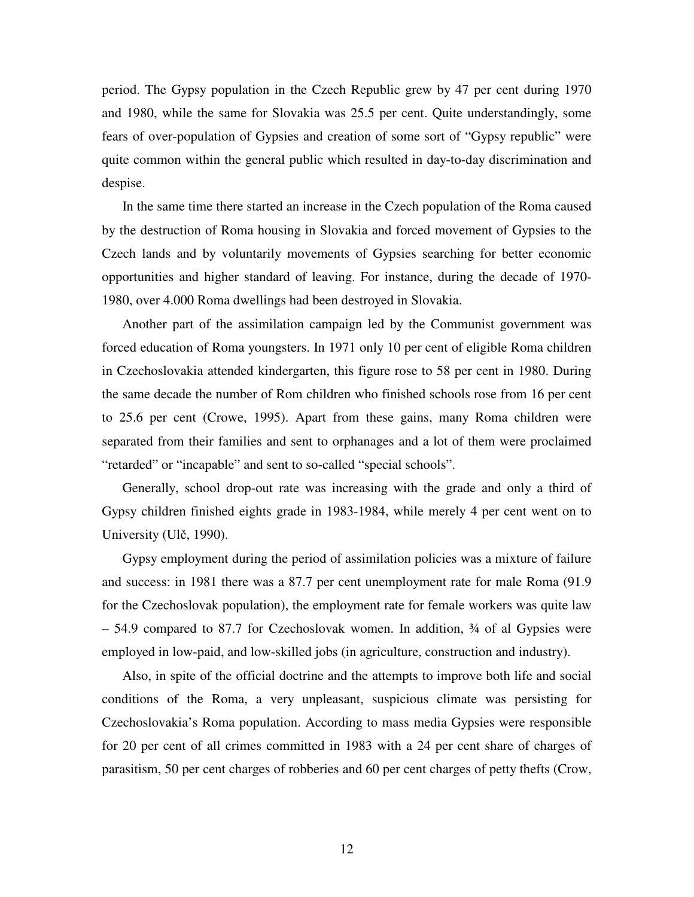period. The Gypsy population in the Czech Republic grew by 47 per cent during 1970 and 1980, while the same for Slovakia was 25.5 per cent. Quite understandingly, some fears of over-population of Gypsies and creation of some sort of "Gypsy republic" were quite common within the general public which resulted in day-to-day discrimination and despise.

In the same time there started an increase in the Czech population of the Roma caused by the destruction of Roma housing in Slovakia and forced movement of Gypsies to the Czech lands and by voluntarily movements of Gypsies searching for better economic opportunities and higher standard of leaving. For instance, during the decade of 1970-1980, over 4.000 Roma dwellings had been destroyed in Slovakia.

Another part of the assimilation campaign led by the Communist government was forced education of Roma youngsters. In 1971 only 10 per cent of eligible Roma children in Czechoslovakia attended kindergarten, this figure rose to 58 per cent in 1980. During the same decade the number of Rom children who finished schools rose from 16 per cent to 25.6 per cent (Crowe, 1995). Apart from these gains, many Roma children were separated from their families and sent to orphanages and a lot of them were proclaimed "retarded" or "incapable" and sent to so-called "special schools".

Generally, school drop-out rate was increasing with the grade and only a third of Gypsy children finished eights grade in 1983-1984, while merely 4 per cent went on to University (Ulč, 1990).

Gypsy employment during the period of assimilation policies was a mixture of failure and success: in 1981 there was a 87.7 per cent unemployment rate for male Roma (91.9 for the Czechoslovak population), the employment rate for female workers was quite law – 54.9 compared to 87.7 for Czechoslovak women. In addition, ¾ of al Gypsies were employed in low-paid, and low-skilled jobs (in agriculture, construction and industry).

Also, in spite of the official doctrine and the attempts to improve both life and social conditions of the Roma, a very unpleasant, suspicious climate was persisting for Czechoslovakia's Roma population. According to mass media Gypsies were responsible for 20 per cent of all crimes committed in 1983 with a 24 per cent share of charges of parasitism, 50 per cent charges of robberies and 60 per cent charges of petty thefts (Crow,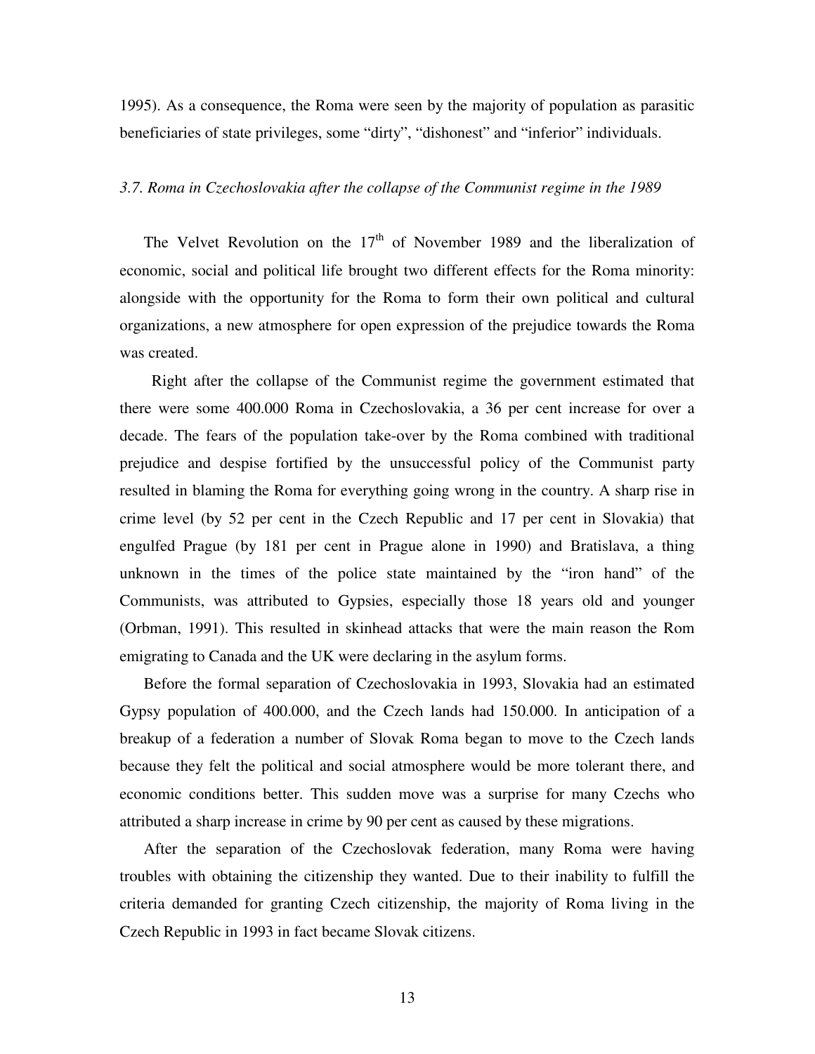1995). As a consequence, the Roma were seen by the majority of population as parasitic beneficiaries of state privileges, some "dirty", "dishonest" and "inferior" individuals.

### *3.7. Roma in Czechoslovakia after the collapse of the Communist regime in the 1989*

The Velvet Revolution on the 17th of November 1989 and the liberalization of economic, social and political life brought two different effects for the Roma minority: alongside with the opportunity for the Roma to form their own political and cultural organizations, a new atmosphere for open expression of the prejudice towards the Roma was created.

Right after the collapse of the Communist regime the government estimated that there were some 400.000 Roma in Czechoslovakia, a 36 per cent increase for over a decade. The fears of the population take-over by the Roma combined with traditional prejudice and despise fortified by the unsuccessful policy of the Communist party resulted in blaming the Roma for everything going wrong in the country. A sharp rise in crime level (by 52 per cent in the Czech Republic and 17 per cent in Slovakia) that engulfed Prague (by 181 per cent in Prague alone in 1990) and Bratislava, a thing unknown in the times of the police state maintained by the "iron hand" of the Communists, was attributed to Gypsies, especially those 18 years old and younger (Orbman, 1991). This resulted in skinhead attacks that were the main reason the Rom emigrating to Canada and the UK were declaring in the asylum forms.

Before the formal separation of Czechoslovakia in 1993, Slovakia had an estimated Gypsy population of 400.000, and the Czech lands had 150.000. In anticipation of a breakup of a federation a number of Slovak Roma began to move to the Czech lands because they felt the political and social atmosphere would be more tolerant there, and economic conditions better. This sudden move was a surprise for many Czechs who attributed a sharp increase in crime by 90 per cent as caused by these migrations.

After the separation of the Czechoslovak federation, many Roma were having troubles with obtaining the citizenship they wanted. Due to their inability to fulfill the criteria demanded for granting Czech citizenship, the majority of Roma living in the Czech Republic in 1993 in fact became Slovak citizens.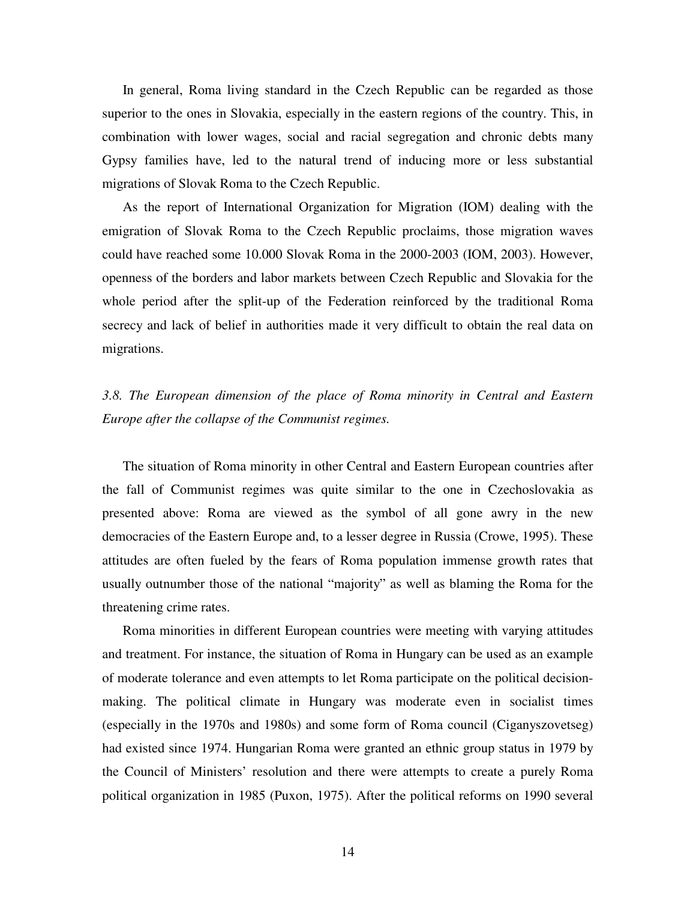In general, Roma living standard in the Czech Republic can be regarded as those superior to the ones in Slovakia, especially in the eastern regions of the country. This, in combination with lower wages, social and racial segregation and chronic debts many Gypsy families have, led to the natural trend of inducing more or less substantial migrations of Slovak Roma to the Czech Republic.

As the report of International Organization for Migration (IOM) dealing with the emigration of Slovak Roma to the Czech Republic proclaims, those migration waves could have reached some 10.000 Slovak Roma in the 2000-2003 (IOM, 2003). However, openness of the borders and labor markets between Czech Republic and Slovakia for the whole period after the split-up of the Federation reinforced by the traditional Roma secrecy and lack of belief in authorities made it very difficult to obtain the real data on migrations.

### *3.8. The European dimension of the place of Roma minority in Central and Eastern Europe after the collapse of the Communist regimes.*

The situation of Roma minority in other Central and Eastern European countries after the fall of Communist regimes was quite similar to the one in Czechoslovakia as presented above: Roma are viewed as the symbol of all gone awry in the new democracies of the Eastern Europe and, to a lesser degree in Russia (Crowe, 1995). These attitudes are often fueled by the fears of Roma population immense growth rates that usually outnumber those of the national "majority" as well as blaming the Roma for the threatening crime rates.

Roma minorities in different European countries were meeting with varying attitudes and treatment. For instance, the situation of Roma in Hungary can be used as an example of moderate tolerance and even attempts to let Roma participate on the political decision-making. The political climate in Hungary was moderate even in socialist times (especially in the 1970s and 1980s) and some form of Roma council (Ciganyszovetseg) had existed since 1974. Hungarian Roma were granted an ethnic group status in 1979 by the Council of Ministers' resolution and there were attempts to create a purely Roma political organization in 1985 (Puxon, 1975). After the political reforms on 1990 several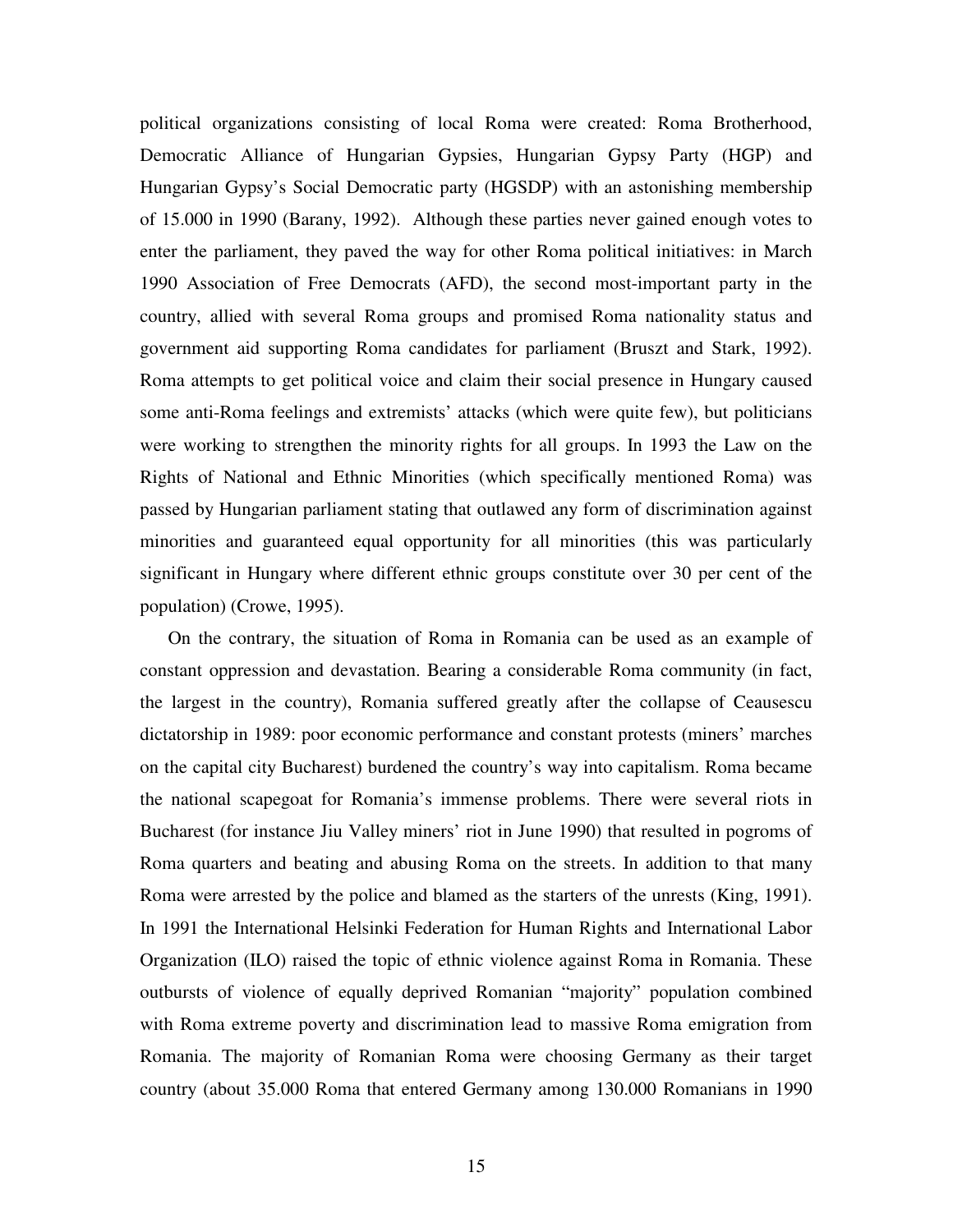political organizations consisting of local Roma were created: Roma Brotherhood, Democratic Alliance of Hungarian Gypsies, Hungarian Gypsy Party (HGP) and Hungarian Gypsy's Social Democratic party (HGSDP) with an astonishing membership of 15.000 in 1990 (Barany, 1992). Although these parties never gained enough votes to enter the parliament, they paved the way for other Roma political initiatives: in March 1990 Association of Free Democrats (AFD), the second most-important party in the country, allied with several Roma groups and promised Roma nationality status and government aid supporting Roma candidates for parliament (Bruszt and Stark, 1992). Roma attempts to get political voice and claim their social presence in Hungary caused some anti-Roma feelings and extremists' attacks (which were quite few), but politicians were working to strengthen the minority rights for all groups. In 1993 the Law on the Rights of National and Ethnic Minorities (which specifically mentioned Roma) was passed by Hungarian parliament stating that outlawed any form of discrimination against minorities and guaranteed equal opportunity for all minorities (this was particularly significant in Hungary where different ethnic groups constitute over 30 per cent of the population) (Crowe, 1995).

On the contrary, the situation of Roma in Romania can be used as an example of constant oppression and devastation. Bearing a considerable Roma community (in fact, the largest in the country), Romania suffered greatly after the collapse of Ceausescu dictatorship in 1989: poor economic performance and constant protests (miners' marches on the capital city Bucharest) burdened the country's way into capitalism. Roma became the national scapegoat for Romania's immense problems. There were several riots in Bucharest (for instance Jiu Valley miners' riot in June 1990) that resulted in pogroms of Roma quarters and beating and abusing Roma on the streets. In addition to that many Roma were arrested by the police and blamed as the starters of the unrests (King, 1991). In 1991 the International Helsinki Federation for Human Rights and International Labor Organization (ILO) raised the topic of ethnic violence against Roma in Romania. These outbursts of violence of equally deprived Romanian "majority" population combined with Roma extreme poverty and discrimination lead to massive Roma emigration from Romania. The majority of Romanian Roma were choosing Germany as their target country (about 35.000 Roma that entered Germany among 130.000 Romanians in 1990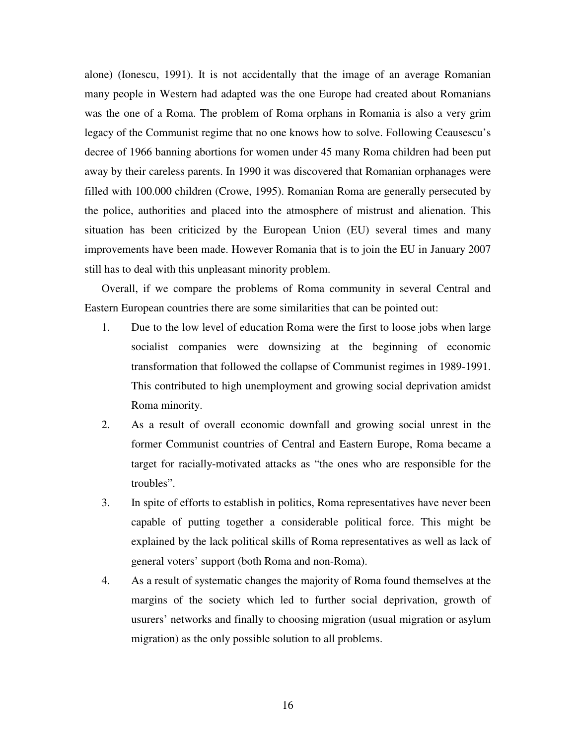alone) (Ionescu, 1991). It is not accidentally that the image of an average Romanian many people in Western had adapted was the one Europe had created about Romanians was the one of a Roma. The problem of Roma orphans in Romania is also a very grim legacy of the Communist regime that no one knows how to solve. Following Ceausescu's decree of 1966 banning abortions for women under 45 many Roma children had been put away by their careless parents. In 1990 it was discovered that Romanian orphanages were filled with 100.000 children (Crowe, 1995). Romanian Roma are generally persecuted by the police, authorities and placed into the atmosphere of mistrust and alienation. This situation has been criticized by the European Union (EU) several times and many improvements have been made. However Romania that is to join the EU in January 2007 still has to deal with this unpleasant minority problem.

Overall, if we compare the problems of Roma community in several Central and Eastern European countries there are some similarities that can be pointed out:

1. Due to the low level of education Roma were the first to loose jobs when large socialist companies were downsizing at the beginning of economic transformation that followed the collapse of Communist regimes in 1989-1991. This contributed to high unemployment and growing social deprivation amidst Roma minority.
2. As a result of overall economic downfall and growing social unrest in the former Communist countries of Central and Eastern Europe, Roma became a target for racially-motivated attacks as "the ones who are responsible for the troubles".
3. In spite of efforts to establish in politics, Roma representatives have never been capable of putting together a considerable political force. This might be explained by the lack political skills of Roma representatives as well as lack of general voters' support (both Roma and non-Roma).
4. As a result of systematic changes the majority of Roma found themselves at the margins of the society which led to further social deprivation, growth of usurers' networks and finally to choosing migration (usual migration or asylum migration) as the only possible solution to all problems.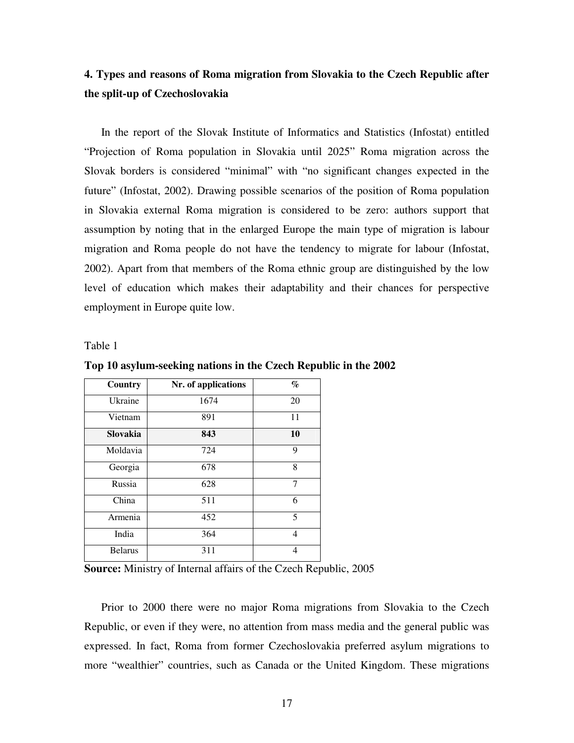## 4. Types and reasons of Roma migration from Slovakia to the Czech Republic after the split-up of Czechoslovakia

In the report of the Slovak Institute of Informatics and Statistics (Infostat) entitled "Projection of Roma population in Slovakia until 2025" Roma migration across the Slovak borders is considered "minimal" with "no significant changes expected in the future" (Infostat, 2002). Drawing possible scenarios of the position of Roma population in Slovakia external Roma migration is considered to be zero: authors support that assumption by noting that in the enlarged Europe the main type of migration is labour migration and Roma people do not have the tendency to migrate for labour (Infostat, 2002). Apart from that members of the Roma ethnic group are distinguished by the low level of education which makes their adaptability and their chances for perspective employment in Europe quite low.

Table 1

**Top 10 asylum-seeking nations in the Czech Republic in the 2002**

| Country | Nr. of applications | % |
|---|---|---|
| Ukraine | 1674 | 20 |
| Vietnam | 891 | 11 |
| **Slovakia** | **843** | **10** |
| Moldavia | 724 | 9 |
| Georgia | 678 | 8 |
| Russia | 628 | 7 |
| China | 511 | 6 |
| Armenia | 452 | 5 |
| India | 364 | 4 |
| Belarus | 311 | 4 |

**Source:** Ministry of Internal affairs of the Czech Republic, 2005

Prior to 2000 there were no major Roma migrations from Slovakia to the Czech Republic, or even if they were, no attention from mass media and the general public was expressed. In fact, Roma from former Czechoslovakia preferred asylum migrations to more "wealthier" countries, such as Canada or the United Kingdom. These migrations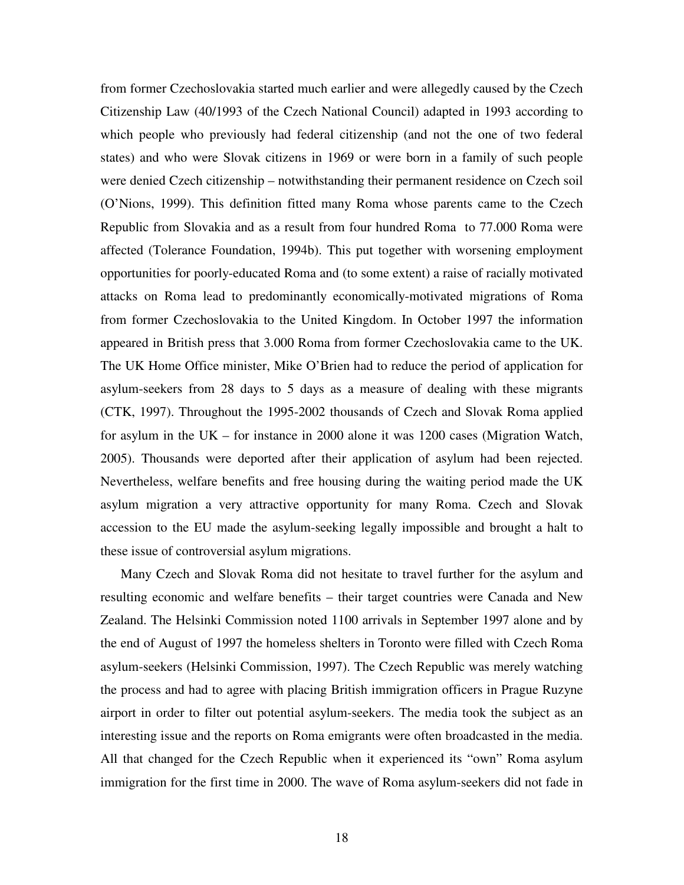from former Czechoslovakia started much earlier and were allegedly caused by the Czech Citizenship Law (40/1993 of the Czech National Council) adapted in 1993 according to which people who previously had federal citizenship (and not the one of two federal states) and who were Slovak citizens in 1969 or were born in a family of such people were denied Czech citizenship – notwithstanding their permanent residence on Czech soil (O'Nions, 1999). This definition fitted many Roma whose parents came to the Czech Republic from Slovakia and as a result from four hundred Roma  to 77.000 Roma were affected (Tolerance Foundation, 1994b). This put together with worsening employment opportunities for poorly-educated Roma and (to some extent) a raise of racially motivated attacks on Roma lead to predominantly economically-motivated migrations of Roma from former Czechoslovakia to the United Kingdom. In October 1997 the information appeared in British press that 3.000 Roma from former Czechoslovakia came to the UK. The UK Home Office minister, Mike O'Brien had to reduce the period of application for asylum-seekers from 28 days to 5 days as a measure of dealing with these migrants (CTK, 1997). Throughout the 1995-2002 thousands of Czech and Slovak Roma applied for asylum in the UK – for instance in 2000 alone it was 1200 cases (Migration Watch, 2005). Thousands were deported after their application of asylum had been rejected. Nevertheless, welfare benefits and free housing during the waiting period made the UK asylum migration a very attractive opportunity for many Roma. Czech and Slovak accession to the EU made the asylum-seeking legally impossible and brought a halt to these issue of controversial asylum migrations.

Many Czech and Slovak Roma did not hesitate to travel further for the asylum and resulting economic and welfare benefits – their target countries were Canada and New Zealand. The Helsinki Commission noted 1100 arrivals in September 1997 alone and by the end of August of 1997 the homeless shelters in Toronto were filled with Czech Roma asylum-seekers (Helsinki Commission, 1997). The Czech Republic was merely watching the process and had to agree with placing British immigration officers in Prague Ruzyne airport in order to filter out potential asylum-seekers. The media took the subject as an interesting issue and the reports on Roma emigrants were often broadcasted in the media. All that changed for the Czech Republic when it experienced its "own" Roma asylum immigration for the first time in 2000. The wave of Roma asylum-seekers did not fade in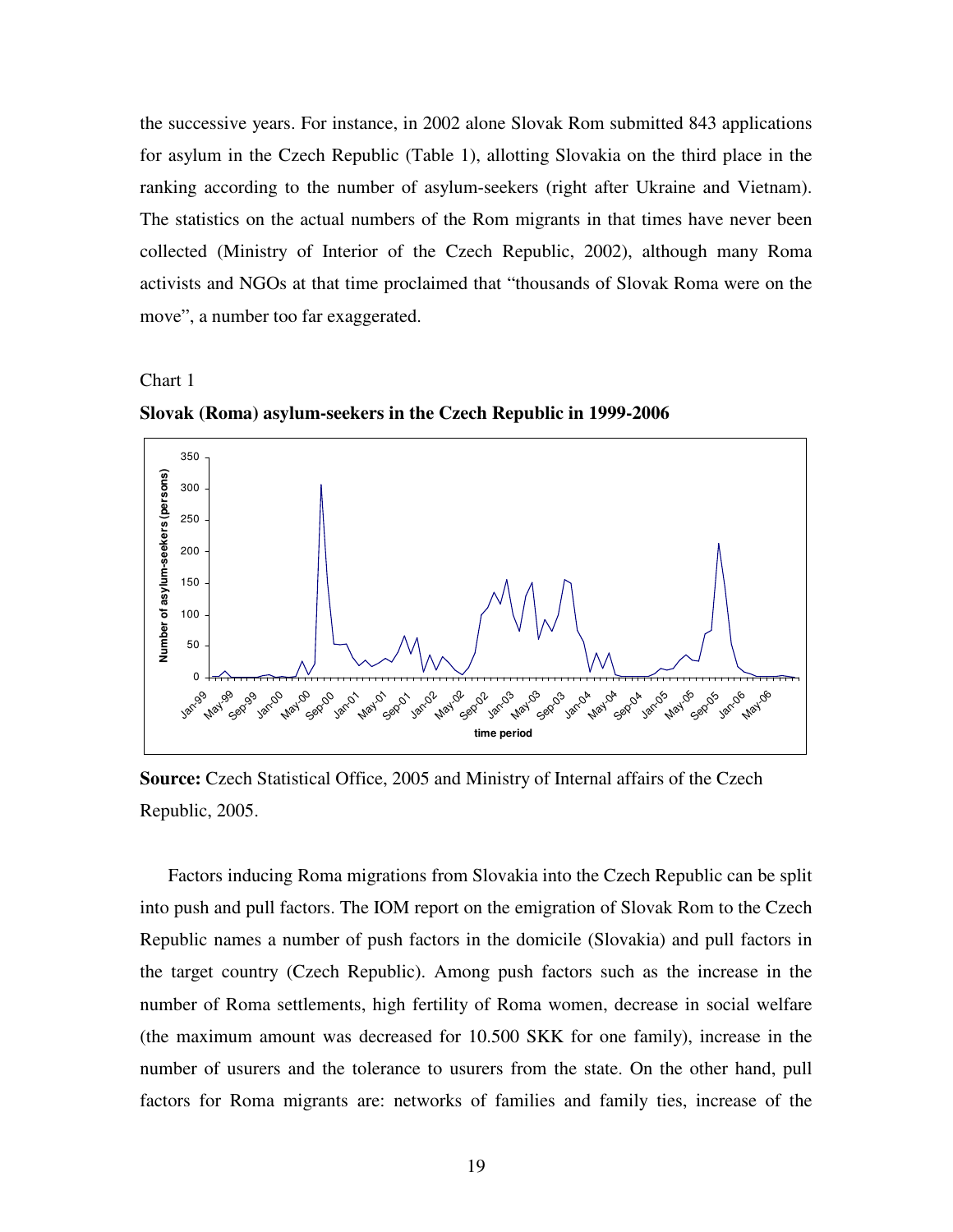the successive years. For instance, in 2002 alone Slovak Rom submitted 843 applications for asylum in the Czech Republic (Table 1), allotting Slovakia on the third place in the ranking according to the number of asylum-seekers (right after Ukraine and Vietnam). The statistics on the actual numbers of the Rom migrants in that times have never been collected (Ministry of Interior of the Czech Republic, 2002), although many Roma activists and NGOs at that time proclaimed that "thousands of Slovak Roma were on the move", a number too far exaggerated.

Chart 1

**Slovak (Roma) asylum-seekers in the Czech Republic in 1999-2006**

**Source:** Czech Statistical Office, 2005 and Ministry of Internal affairs of the Czech Republic, 2005.

Factors inducing Roma migrations from Slovakia into the Czech Republic can be split into push and pull factors. The IOM report on the emigration of Slovak Rom to the Czech Republic names a number of push factors in the domicile (Slovakia) and pull factors in the target country (Czech Republic). Among push factors such as the increase in the number of Roma settlements, high fertility of Roma women, decrease in social welfare (the maximum amount was decreased for 10.500 SKK for one family), increase in the number of usurers and the tolerance to usurers from the state. On the other hand, pull factors for Roma migrants are: networks of families and family ties, increase of the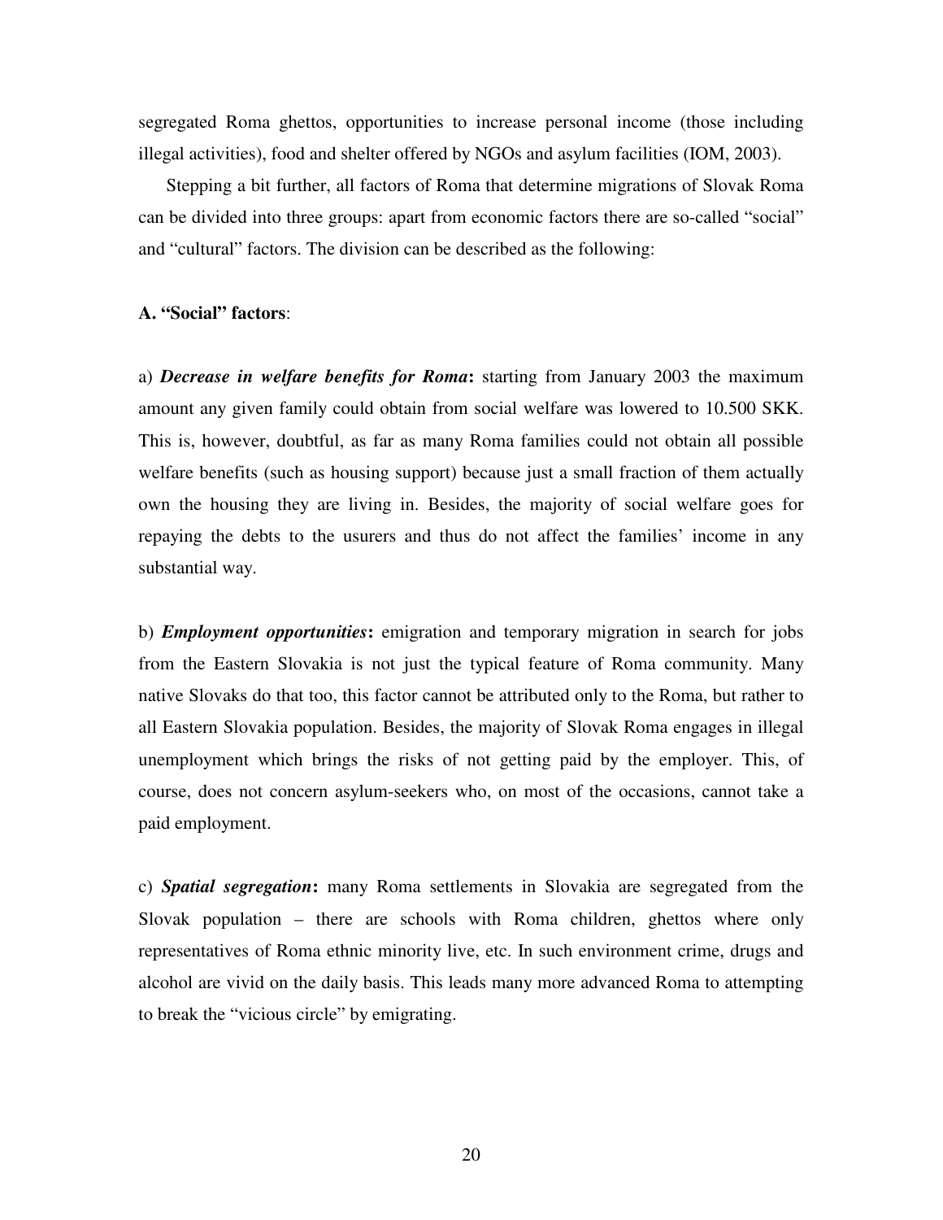segregated Roma ghettos, opportunities to increase personal income (those including illegal activities), food and shelter offered by NGOs and asylum facilities (IOM, 2003).

Stepping a bit further, all factors of Roma that determine migrations of Slovak Roma can be divided into three groups: apart from economic factors there are so-called "social" and "cultural" factors. The division can be described as the following:

**A. "Social" factors**:

a) ***Decrease in welfare benefits for Roma*:** starting from January 2003 the maximum amount any given family could obtain from social welfare was lowered to 10.500 SKK. This is, however, doubtful, as far as many Roma families could not obtain all possible welfare benefits (such as housing support) because just a small fraction of them actually own the housing they are living in. Besides, the majority of social welfare goes for repaying the debts to the usurers and thus do not affect the families' income in any substantial way.

b) ***Employment opportunities*:** emigration and temporary migration in search for jobs from the Eastern Slovakia is not just the typical feature of Roma community. Many native Slovaks do that too, this factor cannot be attributed only to the Roma, but rather to all Eastern Slovakia population. Besides, the majority of Slovak Roma engages in illegal unemployment which brings the risks of not getting paid by the employer. This, of course, does not concern asylum-seekers who, on most of the occasions, cannot take a paid employment.

c) ***Spatial segregation*:** many Roma settlements in Slovakia are segregated from the Slovak population – there are schools with Roma children, ghettos where only representatives of Roma ethnic minority live, etc. In such environment crime, drugs and alcohol are vivid on the daily basis. This leads many more advanced Roma to attempting to break the "vicious circle" by emigrating.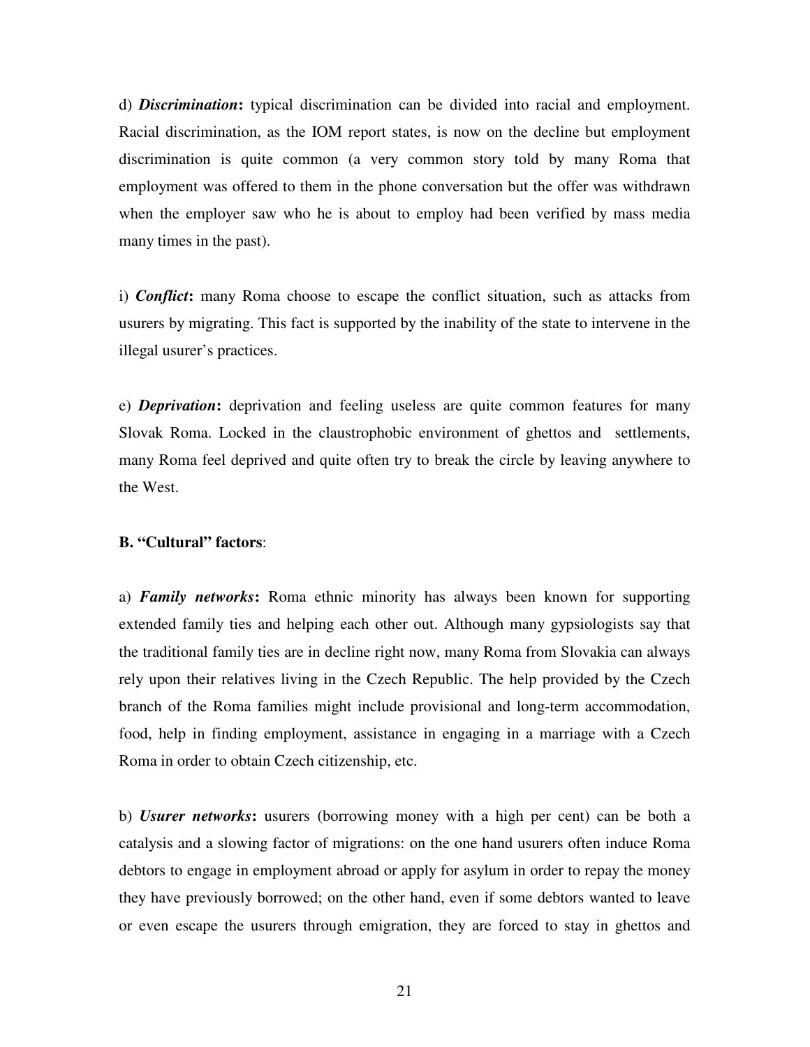d) ***Discrimination*:** typical discrimination can be divided into racial and employment. Racial discrimination, as the IOM report states, is now on the decline but employment discrimination is quite common (a very common story told by many Roma that employment was offered to them in the phone conversation but the offer was withdrawn when the employer saw who he is about to employ had been verified by mass media many times in the past).

i) ***Conflict*:** many Roma choose to escape the conflict situation, such as attacks from usurers by migrating. This fact is supported by the inability of the state to intervene in the illegal usurer's practices.

e) ***Deprivation*:** deprivation and feeling useless are quite common features for many Slovak Roma. Locked in the claustrophobic environment of ghettos and settlements, many Roma feel deprived and quite often try to break the circle by leaving anywhere to the West.

**B. "Cultural" factors**:

a) ***Family networks*:** Roma ethnic minority has always been known for supporting extended family ties and helping each other out. Although many gypsiologists say that the traditional family ties are in decline right now, many Roma from Slovakia can always rely upon their relatives living in the Czech Republic. The help provided by the Czech branch of the Roma families might include provisional and long-term accommodation, food, help in finding employment, assistance in engaging in a marriage with a Czech Roma in order to obtain Czech citizenship, etc.

b) ***Usurer networks*:** usurers (borrowing money with a high per cent) can be both a catalysis and a slowing factor of migrations: on the one hand usurers often induce Roma debtors to engage in employment abroad or apply for asylum in order to repay the money they have previously borrowed; on the other hand, even if some debtors wanted to leave or even escape the usurers through emigration, they are forced to stay in ghettos and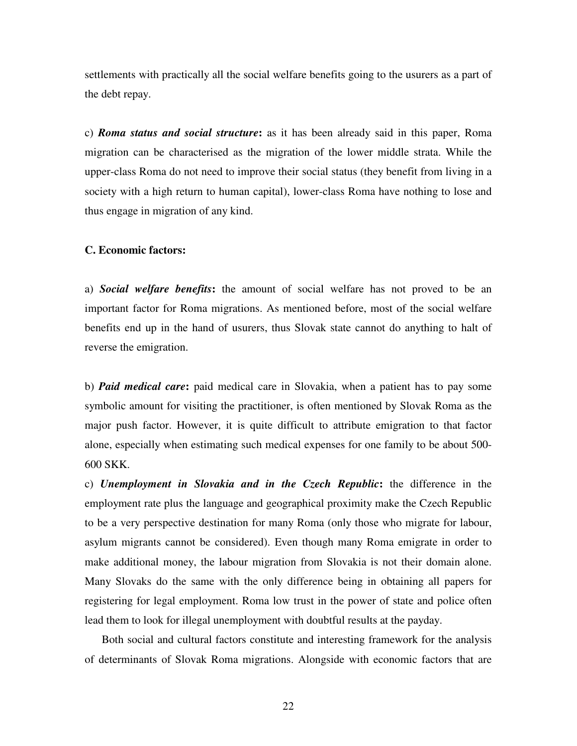settlements with practically all the social welfare benefits going to the usurers as a part of the debt repay.

c) ***Roma status and social structure*****:** as it has been already said in this paper, Roma migration can be characterised as the migration of the lower middle strata. While the upper-class Roma do not need to improve their social status (they benefit from living in a society with a high return to human capital), lower-class Roma have nothing to lose and thus engage in migration of any kind.

**C. Economic factors:**

a) ***Social welfare benefits*****:** the amount of social welfare has not proved to be an important factor for Roma migrations. As mentioned before, most of the social welfare benefits end up in the hand of usurers, thus Slovak state cannot do anything to halt of reverse the emigration.

b) ***Paid medical care*****:** paid medical care in Slovakia, when a patient has to pay some symbolic amount for visiting the practitioner, is often mentioned by Slovak Roma as the major push factor. However, it is quite difficult to attribute emigration to that factor alone, especially when estimating such medical expenses for one family to be about 500-600 SKK.

c) ***Unemployment in Slovakia and in the Czech Republic*****:** the difference in the employment rate plus the language and geographical proximity make the Czech Republic to be a very perspective destination for many Roma (only those who migrate for labour, asylum migrants cannot be considered). Even though many Roma emigrate in order to make additional money, the labour migration from Slovakia is not their domain alone. Many Slovaks do the same with the only difference being in obtaining all papers for registering for legal employment. Roma low trust in the power of state and police often lead them to look for illegal unemployment with doubtful results at the payday.

Both social and cultural factors constitute and interesting framework for the analysis of determinants of Slovak Roma migrations. Alongside with economic factors that are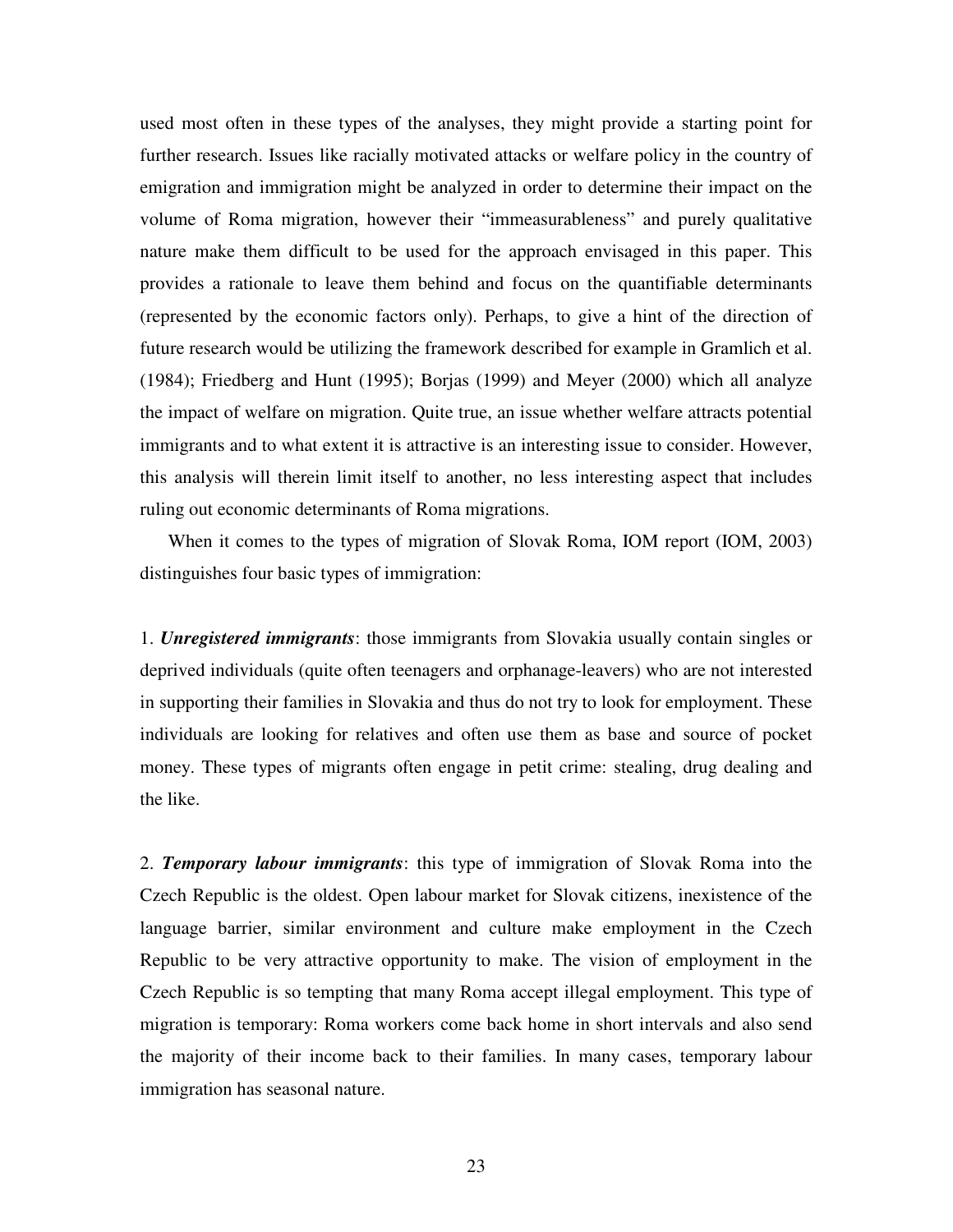used most often in these types of the analyses, they might provide a starting point for further research. Issues like racially motivated attacks or welfare policy in the country of emigration and immigration might be analyzed in order to determine their impact on the volume of Roma migration, however their "immeasurableness" and purely qualitative nature make them difficult to be used for the approach envisaged in this paper. This provides a rationale to leave them behind and focus on the quantifiable determinants (represented by the economic factors only). Perhaps, to give a hint of the direction of future research would be utilizing the framework described for example in Gramlich et al. (1984); Friedberg and Hunt (1995); Borjas (1999) and Meyer (2000) which all analyze the impact of welfare on migration. Quite true, an issue whether welfare attracts potential immigrants and to what extent it is attractive is an interesting issue to consider. However, this analysis will therein limit itself to another, no less interesting aspect that includes ruling out economic determinants of Roma migrations.

When it comes to the types of migration of Slovak Roma, IOM report (IOM, 2003) distinguishes four basic types of immigration:

1. ***Unregistered immigrants***: those immigrants from Slovakia usually contain singles or deprived individuals (quite often teenagers and orphanage-leavers) who are not interested in supporting their families in Slovakia and thus do not try to look for employment. These individuals are looking for relatives and often use them as base and source of pocket money. These types of migrants often engage in petit crime: stealing, drug dealing and the like.

2. ***Temporary labour immigrants***: this type of immigration of Slovak Roma into the Czech Republic is the oldest. Open labour market for Slovak citizens, inexistence of the language barrier, similar environment and culture make employment in the Czech Republic to be very attractive opportunity to make. The vision of employment in the Czech Republic is so tempting that many Roma accept illegal employment. This type of migration is temporary: Roma workers come back home in short intervals and also send the majority of their income back to their families. In many cases, temporary labour immigration has seasonal nature.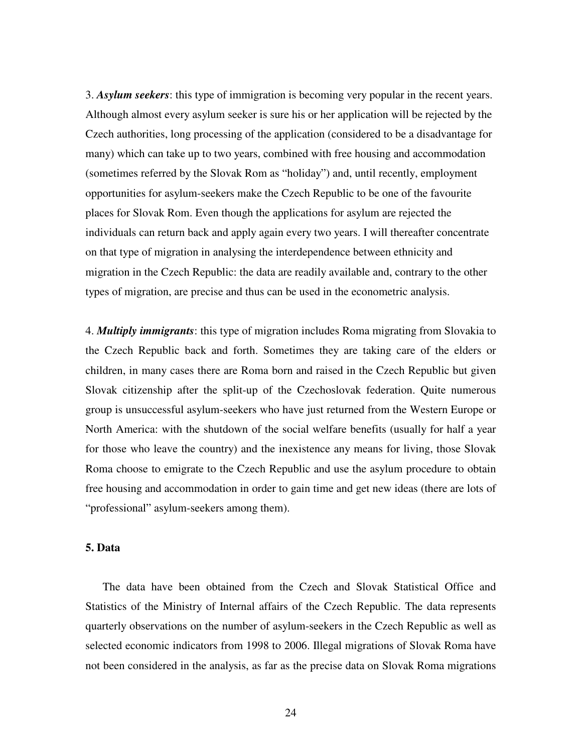3. ***Asylum seekers***: this type of immigration is becoming very popular in the recent years. Although almost every asylum seeker is sure his or her application will be rejected by the Czech authorities, long processing of the application (considered to be a disadvantage for many) which can take up to two years, combined with free housing and accommodation (sometimes referred by the Slovak Rom as "holiday") and, until recently, employment opportunities for asylum-seekers make the Czech Republic to be one of the favourite places for Slovak Rom. Even though the applications for asylum are rejected the individuals can return back and apply again every two years. I will thereafter concentrate on that type of migration in analysing the interdependence between ethnicity and migration in the Czech Republic: the data are readily available and, contrary to the other types of migration, are precise and thus can be used in the econometric analysis.

4. ***Multiply immigrants***: this type of migration includes Roma migrating from Slovakia to the Czech Republic back and forth. Sometimes they are taking care of the elders or children, in many cases there are Roma born and raised in the Czech Republic but given Slovak citizenship after the split-up of the Czechoslovak federation. Quite numerous group is unsuccessful asylum-seekers who have just returned from the Western Europe or North America: with the shutdown of the social welfare benefits (usually for half a year for those who leave the country) and the inexistence any means for living, those Slovak Roma choose to emigrate to the Czech Republic and use the asylum procedure to obtain free housing and accommodation in order to gain time and get new ideas (there are lots of "professional" asylum-seekers among them).

**5. Data**

The data have been obtained from the Czech and Slovak Statistical Office and Statistics of the Ministry of Internal affairs of the Czech Republic. The data represents quarterly observations on the number of asylum-seekers in the Czech Republic as well as selected economic indicators from 1998 to 2006. Illegal migrations of Slovak Roma have not been considered in the analysis, as far as the precise data on Slovak Roma migrations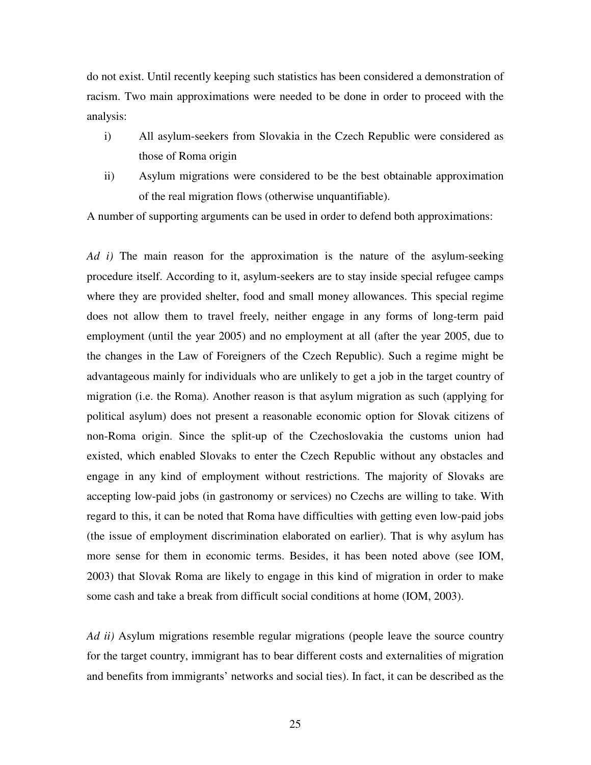do not exist. Until recently keeping such statistics has been considered a demonstration of racism. Two main approximations were needed to be done in order to proceed with the analysis:

i) All asylum-seekers from Slovakia in the Czech Republic were considered as those of Roma origin

ii) Asylum migrations were considered to be the best obtainable approximation of the real migration flows (otherwise unquantifiable).

A number of supporting arguments can be used in order to defend both approximations:

*Ad i)* The main reason for the approximation is the nature of the asylum-seeking procedure itself. According to it, asylum-seekers are to stay inside special refugee camps where they are provided shelter, food and small money allowances. This special regime does not allow them to travel freely, neither engage in any forms of long-term paid employment (until the year 2005) and no employment at all (after the year 2005, due to the changes in the Law of Foreigners of the Czech Republic). Such a regime might be advantageous mainly for individuals who are unlikely to get a job in the target country of migration (i.e. the Roma). Another reason is that asylum migration as such (applying for political asylum) does not present a reasonable economic option for Slovak citizens of non-Roma origin. Since the split-up of the Czechoslovakia the customs union had existed, which enabled Slovaks to enter the Czech Republic without any obstacles and engage in any kind of employment without restrictions. The majority of Slovaks are accepting low-paid jobs (in gastronomy or services) no Czechs are willing to take. With regard to this, it can be noted that Roma have difficulties with getting even low-paid jobs (the issue of employment discrimination elaborated on earlier). That is why asylum has more sense for them in economic terms. Besides, it has been noted above (see IOM, 2003) that Slovak Roma are likely to engage in this kind of migration in order to make some cash and take a break from difficult social conditions at home (IOM, 2003).

*Ad ii)* Asylum migrations resemble regular migrations (people leave the source country for the target country, immigrant has to bear different costs and externalities of migration and benefits from immigrants' networks and social ties). In fact, it can be described as the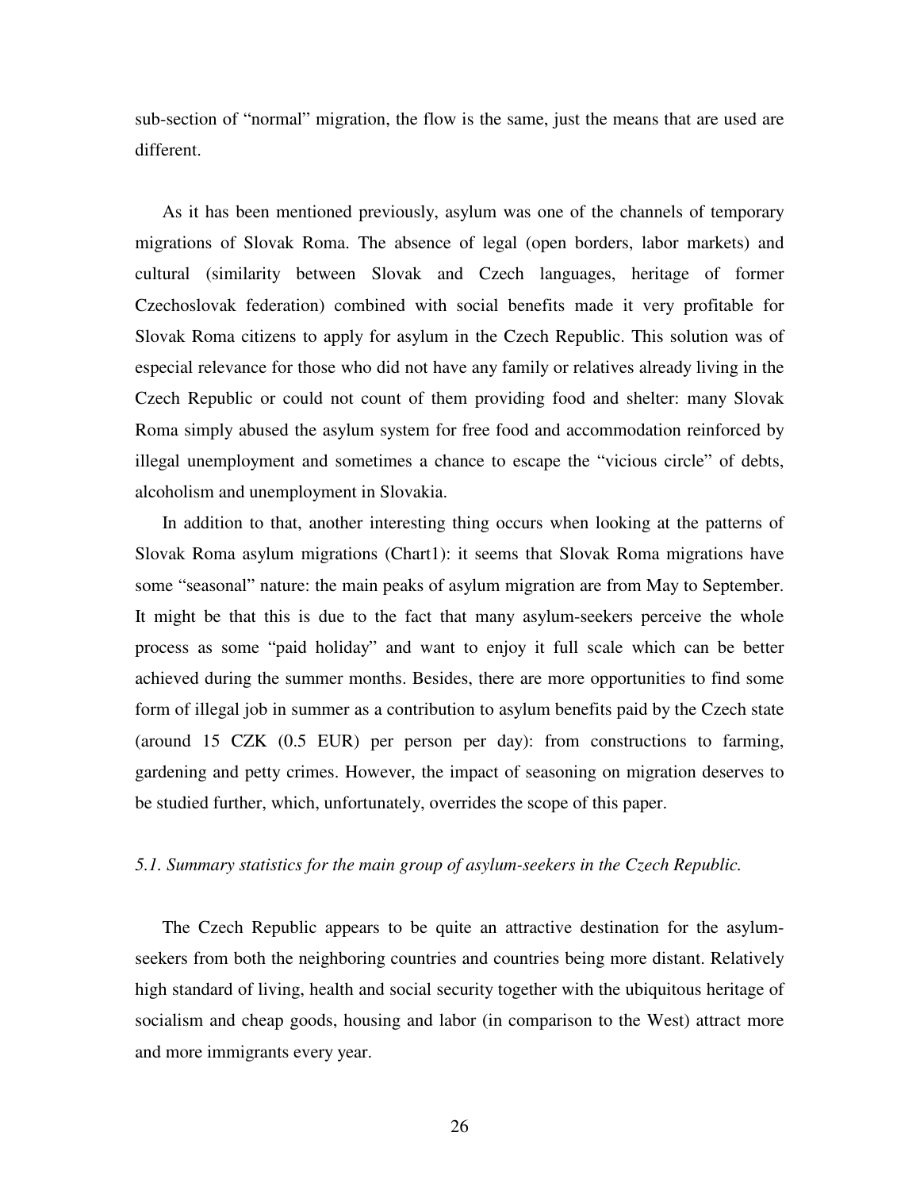sub-section of "normal" migration, the flow is the same, just the means that are used are different.

As it has been mentioned previously, asylum was one of the channels of temporary migrations of Slovak Roma. The absence of legal (open borders, labor markets) and cultural (similarity between Slovak and Czech languages, heritage of former Czechoslovak federation) combined with social benefits made it very profitable for Slovak Roma citizens to apply for asylum in the Czech Republic. This solution was of especial relevance for those who did not have any family or relatives already living in the Czech Republic or could not count of them providing food and shelter: many Slovak Roma simply abused the asylum system for free food and accommodation reinforced by illegal unemployment and sometimes a chance to escape the "vicious circle" of debts, alcoholism and unemployment in Slovakia.

In addition to that, another interesting thing occurs when looking at the patterns of Slovak Roma asylum migrations (Chart1): it seems that Slovak Roma migrations have some "seasonal" nature: the main peaks of asylum migration are from May to September. It might be that this is due to the fact that many asylum-seekers perceive the whole process as some "paid holiday" and want to enjoy it full scale which can be better achieved during the summer months. Besides, there are more opportunities to find some form of illegal job in summer as a contribution to asylum benefits paid by the Czech state (around 15 CZK (0.5 EUR) per person per day): from constructions to farming, gardening and petty crimes. However, the impact of seasoning on migration deserves to be studied further, which, unfortunately, overrides the scope of this paper.

*5.1. Summary statistics for the main group of asylum-seekers in the Czech Republic.*

The Czech Republic appears to be quite an attractive destination for the asylum-seekers from both the neighboring countries and countries being more distant. Relatively high standard of living, health and social security together with the ubiquitous heritage of socialism and cheap goods, housing and labor (in comparison to the West) attract more and more immigrants every year.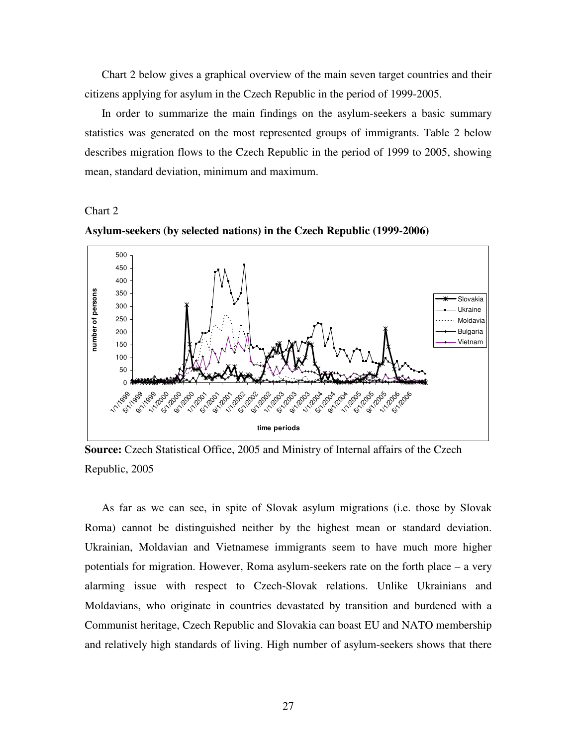Chart 2 below gives a graphical overview of the main seven target countries and their citizens applying for asylum in the Czech Republic in the period of 1999-2005.

In order to summarize the main findings on the asylum-seekers a basic summary statistics was generated on the most represented groups of immigrants. Table 2 below describes migration flows to the Czech Republic in the period of 1999 to 2005, showing mean, standard deviation, minimum and maximum.

Chart 2

**Asylum-seekers (by selected nations) in the Czech Republic (1999-2006)**

**Source:** Czech Statistical Office, 2005 and Ministry of Internal affairs of the Czech Republic, 2005

As far as we can see, in spite of Slovak asylum migrations (i.e. those by Slovak Roma) cannot be distinguished neither by the highest mean or standard deviation. Ukrainian, Moldavian and Vietnamese immigrants seem to have much more higher potentials for migration. However, Roma asylum-seekers rate on the forth place – a very alarming issue with respect to Czech-Slovak relations. Unlike Ukrainians and Moldavians, who originate in countries devastated by transition and burdened with a Communist heritage, Czech Republic and Slovakia can boast EU and NATO membership and relatively high standards of living. High number of asylum-seekers shows that there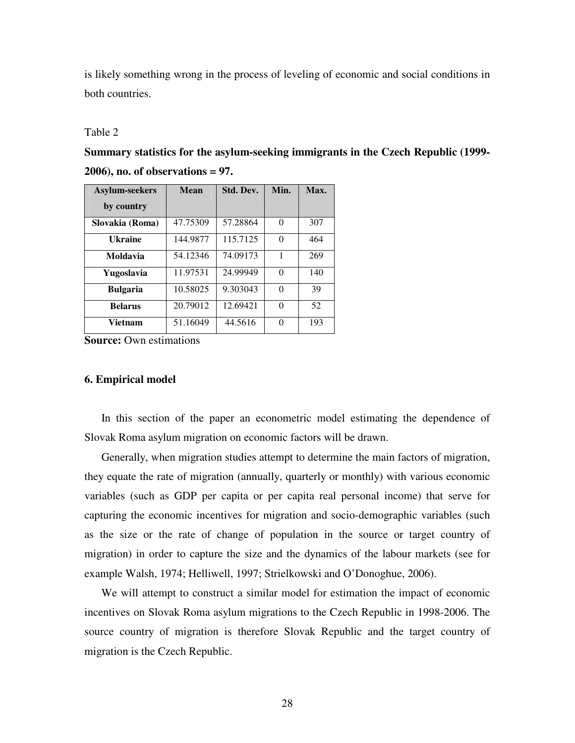is likely something wrong in the process of leveling of economic and social conditions in both countries.

Table 2

**Summary statistics for the asylum-seeking immigrants in the Czech Republic (1999-2006), no. of observations = 97.**

| Asylum-seekers by country | Mean | Std. Dev. | Min. | Max. |
|---|---|---|---|---|
| **Slovakia (Roma)** | 47.75309 | 57.28864 | 0 | 307 |
| **Ukraine** | 144.9877 | 115.7125 | 0 | 464 |
| **Moldavia** | 54.12346 | 74.09173 | 1 | 269 |
| **Yugoslavia** | 11.97531 | 24.99949 | 0 | 140 |
| **Bulgaria** | 10.58025 | 9.303043 | 0 | 39 |
| **Belarus** | 20.79012 | 12.69421 | 0 | 52 |
| **Vietnam** | 51.16049 | 44.5616 | 0 | 193 |

**Source:** Own estimations

### 6. Empirical model

In this section of the paper an econometric model estimating the dependence of Slovak Roma asylum migration on economic factors will be drawn.

Generally, when migration studies attempt to determine the main factors of migration, they equate the rate of migration (annually, quarterly or monthly) with various economic variables (such as GDP per capita or per capita real personal income) that serve for capturing the economic incentives for migration and socio-demographic variables (such as the size or the rate of change of population in the source or target country of migration) in order to capture the size and the dynamics of the labour markets (see for example Walsh, 1974; Helliwell, 1997; Strielkowski and O'Donoghue, 2006).

We will attempt to construct a similar model for estimation the impact of economic incentives on Slovak Roma asylum migrations to the Czech Republic in 1998-2006. The source country of migration is therefore Slovak Republic and the target country of migration is the Czech Republic.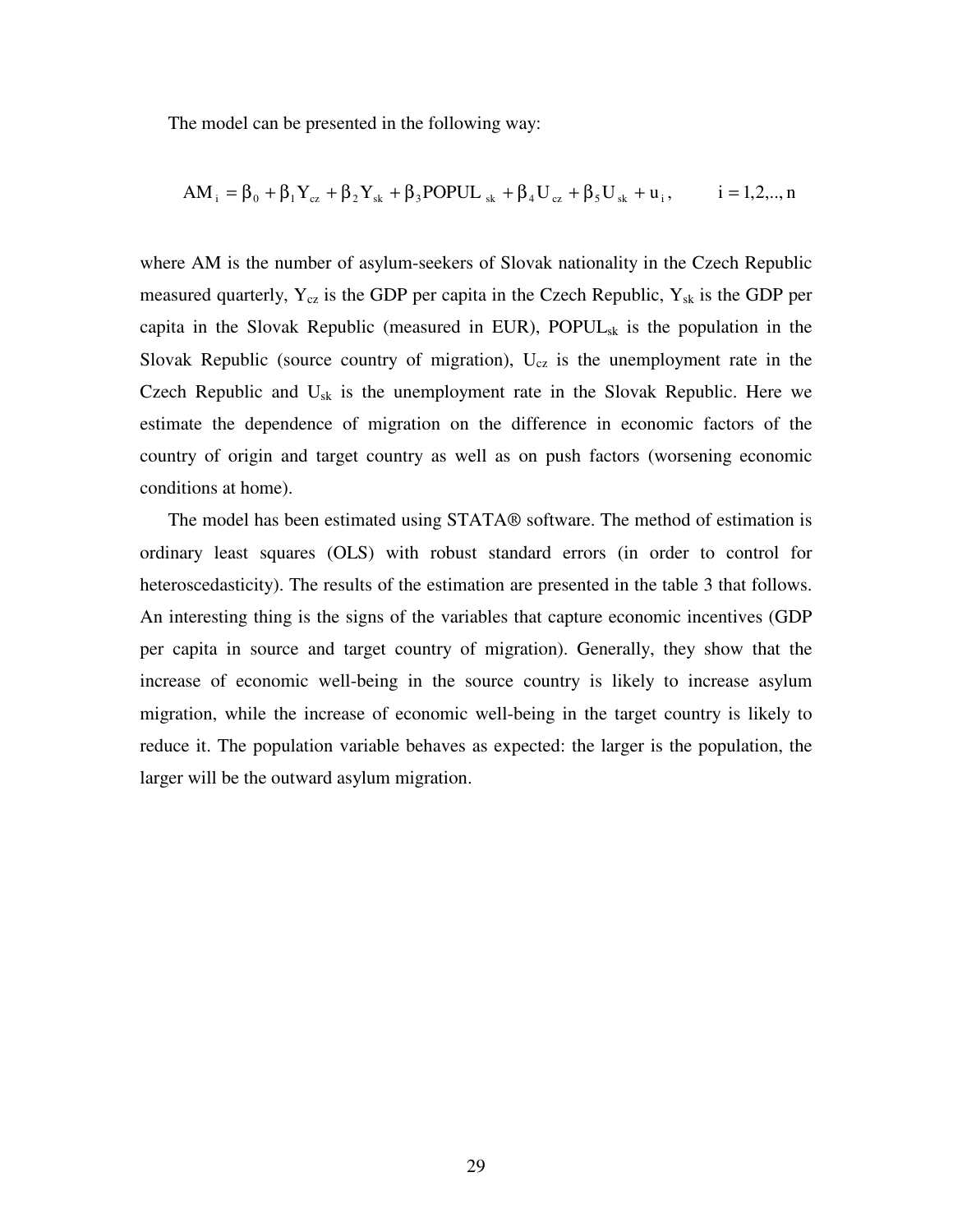The model can be presented in the following way:

$$AM_i = \beta_0 + \beta_1 Y_{cz} + \beta_2 Y_{sk} + \beta_3 POPUL_{sk} + \beta_4 U_{cz} + \beta_5 U_{sk} + u_i, \qquad i = 1,2,..,n$$

where AM is the number of asylum-seekers of Slovak nationality in the Czech Republic measured quarterly, $Y_{cz}$ is the GDP per capita in the Czech Republic, $Y_{sk}$ is the GDP per capita in the Slovak Republic (measured in EUR), $POPUL_{sk}$ is the population in the Slovak Republic (source country of migration), $U_{cz}$ is the unemployment rate in the Czech Republic and $U_{sk}$ is the unemployment rate in the Slovak Republic. Here we estimate the dependence of migration on the difference in economic factors of the country of origin and target country as well as on push factors (worsening economic conditions at home).

The model has been estimated using STATA® software. The method of estimation is ordinary least squares (OLS) with robust standard errors (in order to control for heteroscedasticity). The results of the estimation are presented in the table 3 that follows. An interesting thing is the signs of the variables that capture economic incentives (GDP per capita in source and target country of migration). Generally, they show that the increase of economic well-being in the source country is likely to increase asylum migration, while the increase of economic well-being in the target country is likely to reduce it. The population variable behaves as expected: the larger is the population, the larger will be the outward asylum migration.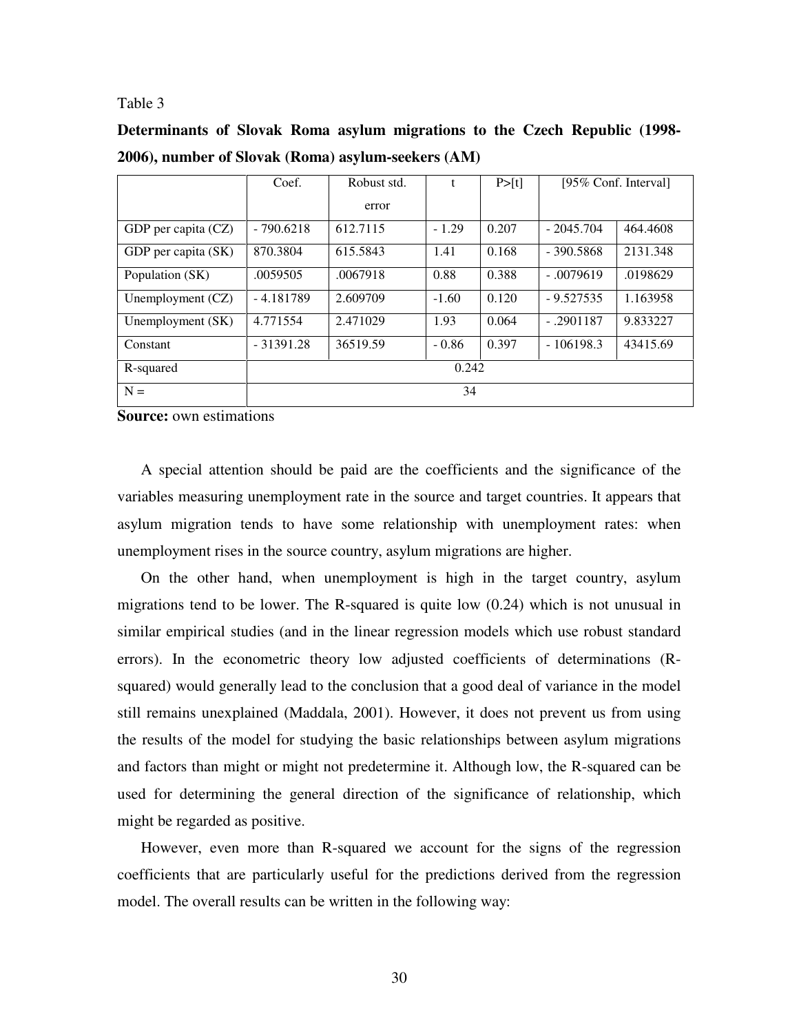Table 3

**Determinants of Slovak Roma asylum migrations to the Czech Republic (1998-2006), number of Slovak (Roma) asylum-seekers (AM)**

| | Coef. | Robust std. error | t | P>[t] | [95% Conf. Interval] | |
|---|---|---|---|---|---|---|
| GDP per capita (CZ) | - 790.6218 | 612.7115 | - 1.29 | 0.207 | - 2045.704 | 464.4608 |
| GDP per capita (SK) | 870.3804 | 615.5843 | 1.41 | 0.168 | - 390.5868 | 2131.348 |
| Population (SK) | .0059505 | .0067918 | 0.88 | 0.388 | - .0079619 | .0198629 |
| Unemployment (CZ) | - 4.181789 | 2.609709 | -1.60 | 0.120 | - 9.527535 | 1.163958 |
| Unemployment (SK) | 4.771554 | 2.471029 | 1.93 | 0.064 | - .2901187 | 9.833227 |
| Constant | - 31391.28 | 36519.59 | - 0.86 | 0.397 | - 106198.3 | 43415.69 |
| R-squared | 0.242 | | | | | |
| N = | 34 | | | | | |

**Source:** own estimations

A special attention should be paid are the coefficients and the significance of the variables measuring unemployment rate in the source and target countries. It appears that asylum migration tends to have some relationship with unemployment rates: when unemployment rises in the source country, asylum migrations are higher.

On the other hand, when unemployment is high in the target country, asylum migrations tend to be lower. The R-squared is quite low (0.24) which is not unusual in similar empirical studies (and in the linear regression models which use robust standard errors). In the econometric theory low adjusted coefficients of determinations (R-squared) would generally lead to the conclusion that a good deal of variance in the model still remains unexplained (Maddala, 2001). However, it does not prevent us from using the results of the model for studying the basic relationships between asylum migrations and factors than might or might not predetermine it. Although low, the R-squared can be used for determining the general direction of the significance of relationship, which might be regarded as positive.

However, even more than R-squared we account for the signs of the regression coefficients that are particularly useful for the predictions derived from the regression model. The overall results can be written in the following way: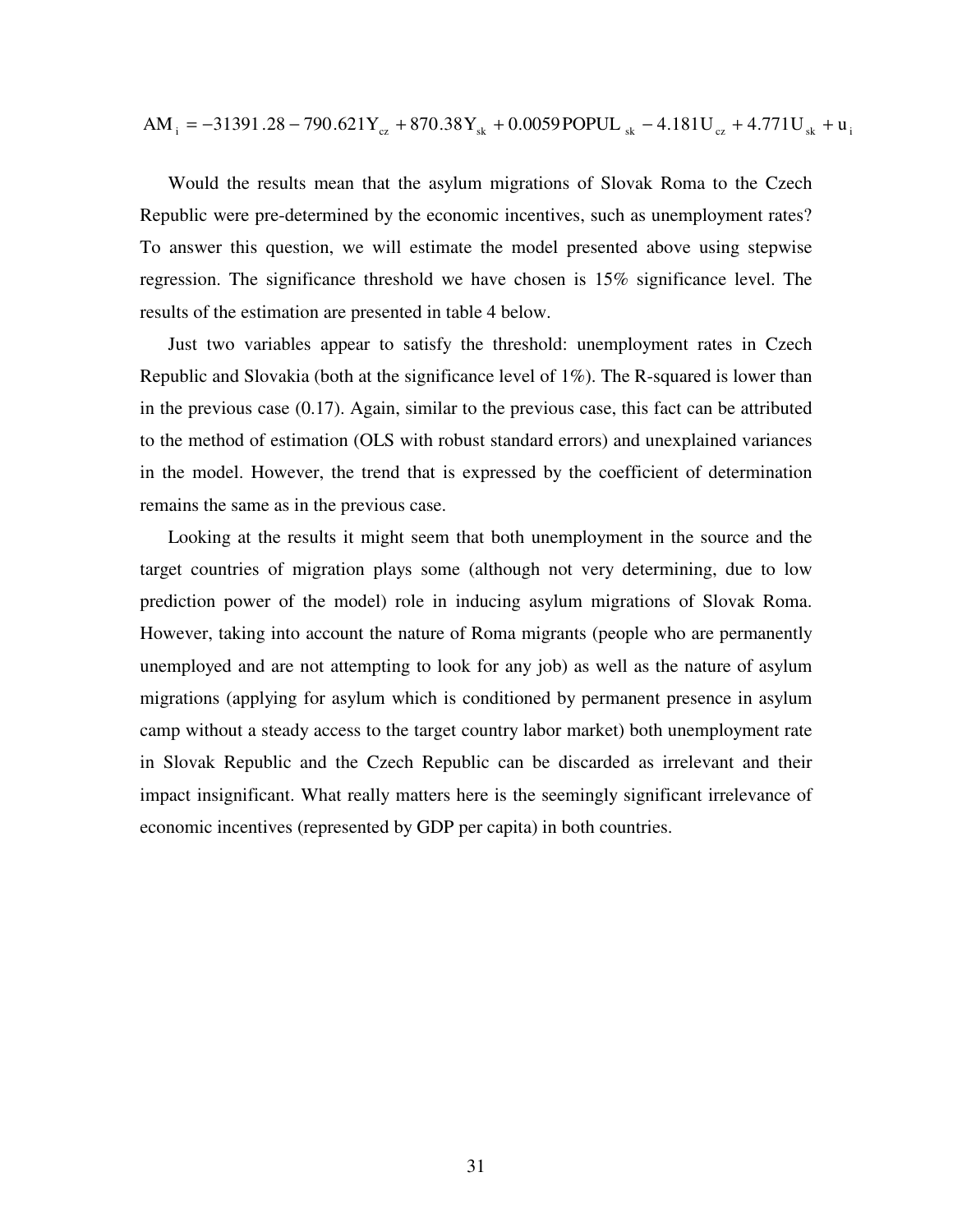$$AM_i = -31391.28 - 790.621Y_{cz} + 870.38Y_{sk} + 0.0059POPUL_{sk} - 4.181U_{cz} + 4.771U_{sk} + u_i$$

Would the results mean that the asylum migrations of Slovak Roma to the Czech Republic were pre-determined by the economic incentives, such as unemployment rates? To answer this question, we will estimate the model presented above using stepwise regression. The significance threshold we have chosen is 15% significance level. The results of the estimation are presented in table 4 below.

Just two variables appear to satisfy the threshold: unemployment rates in Czech Republic and Slovakia (both at the significance level of 1%). The R-squared is lower than in the previous case (0.17). Again, similar to the previous case, this fact can be attributed to the method of estimation (OLS with robust standard errors) and unexplained variances in the model. However, the trend that is expressed by the coefficient of determination remains the same as in the previous case.

Looking at the results it might seem that both unemployment in the source and the target countries of migration plays some (although not very determining, due to low prediction power of the model) role in inducing asylum migrations of Slovak Roma. However, taking into account the nature of Roma migrants (people who are permanently unemployed and are not attempting to look for any job) as well as the nature of asylum migrations (applying for asylum which is conditioned by permanent presence in asylum camp without a steady access to the target country labor market) both unemployment rate in Slovak Republic and the Czech Republic can be discarded as irrelevant and their impact insignificant. What really matters here is the seemingly significant irrelevance of economic incentives (represented by GDP per capita) in both countries.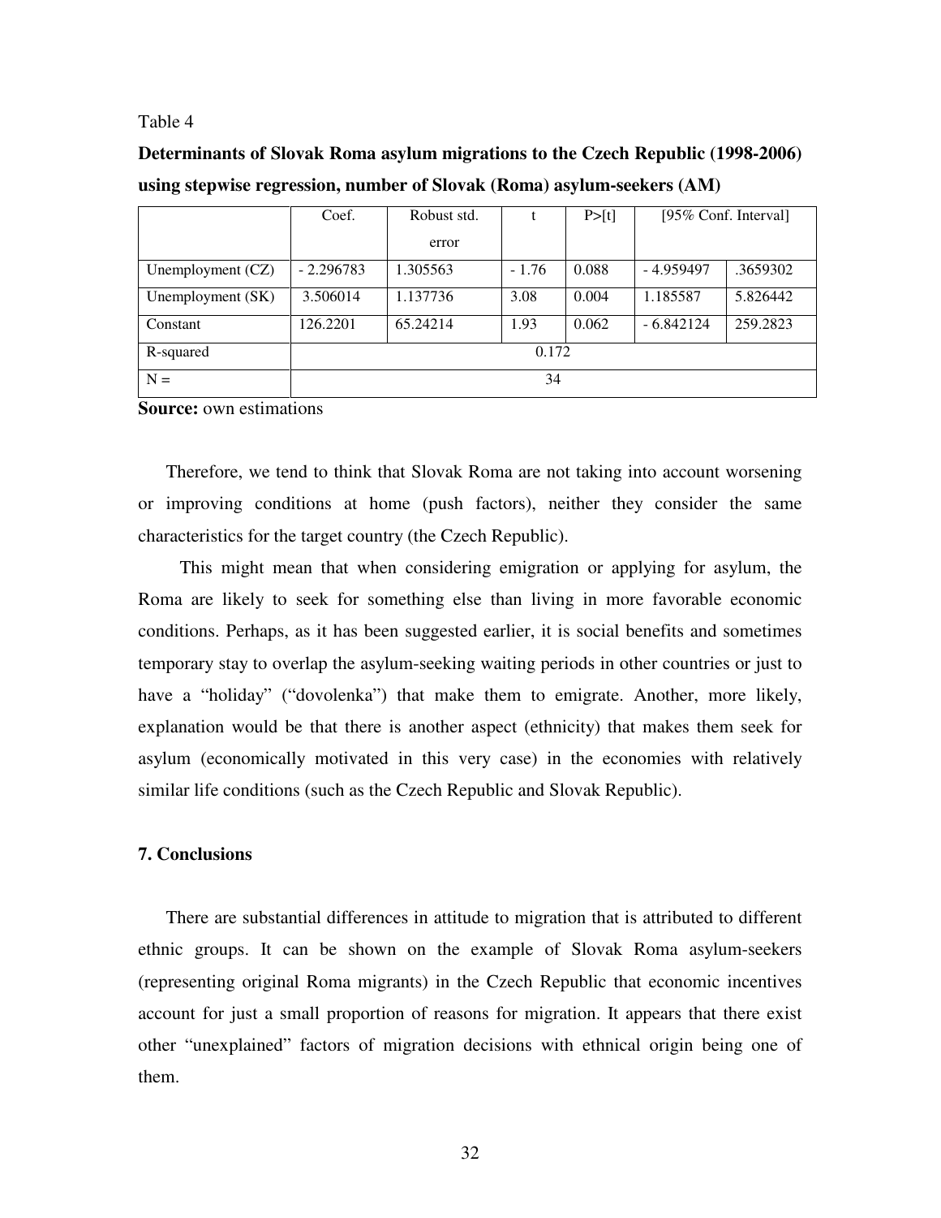Table 4

**Determinants of Slovak Roma asylum migrations to the Czech Republic (1998-2006) using stepwise regression, number of Slovak (Roma) asylum-seekers (AM)**

| | Coef. | Robust std. error | t | P>[t] | [95% Conf. Interval] | |
|---|---|---|---|---|---|---|
| Unemployment (CZ) | - 2.296783 | 1.305563 | - 1.76 | 0.088 | - 4.959497 | .3659302 |
| Unemployment (SK) | 3.506014 | 1.137736 | 3.08 | 0.004 | 1.185587 | 5.826442 |
| Constant | 126.2201 | 65.24214 | 1.93 | 0.062 | - 6.842124 | 259.2823 |
| R-squared | 0.172 | | | | | |
| N = | 34 | | | | | |

**Source:** own estimations

Therefore, we tend to think that Slovak Roma are not taking into account worsening or improving conditions at home (push factors), neither they consider the same characteristics for the target country (the Czech Republic).

This might mean that when considering emigration or applying for asylum, the Roma are likely to seek for something else than living in more favorable economic conditions. Perhaps, as it has been suggested earlier, it is social benefits and sometimes temporary stay to overlap the asylum-seeking waiting periods in other countries or just to have a "holiday" ("dovolenka") that make them to emigrate. Another, more likely, explanation would be that there is another aspect (ethnicity) that makes them seek for asylum (economically motivated in this very case) in the economies with relatively similar life conditions (such as the Czech Republic and Slovak Republic).

## 7. Conclusions

There are substantial differences in attitude to migration that is attributed to different ethnic groups. It can be shown on the example of Slovak Roma asylum-seekers (representing original Roma migrants) in the Czech Republic that economic incentives account for just a small proportion of reasons for migration. It appears that there exist other "unexplained" factors of migration decisions with ethnical origin being one of them.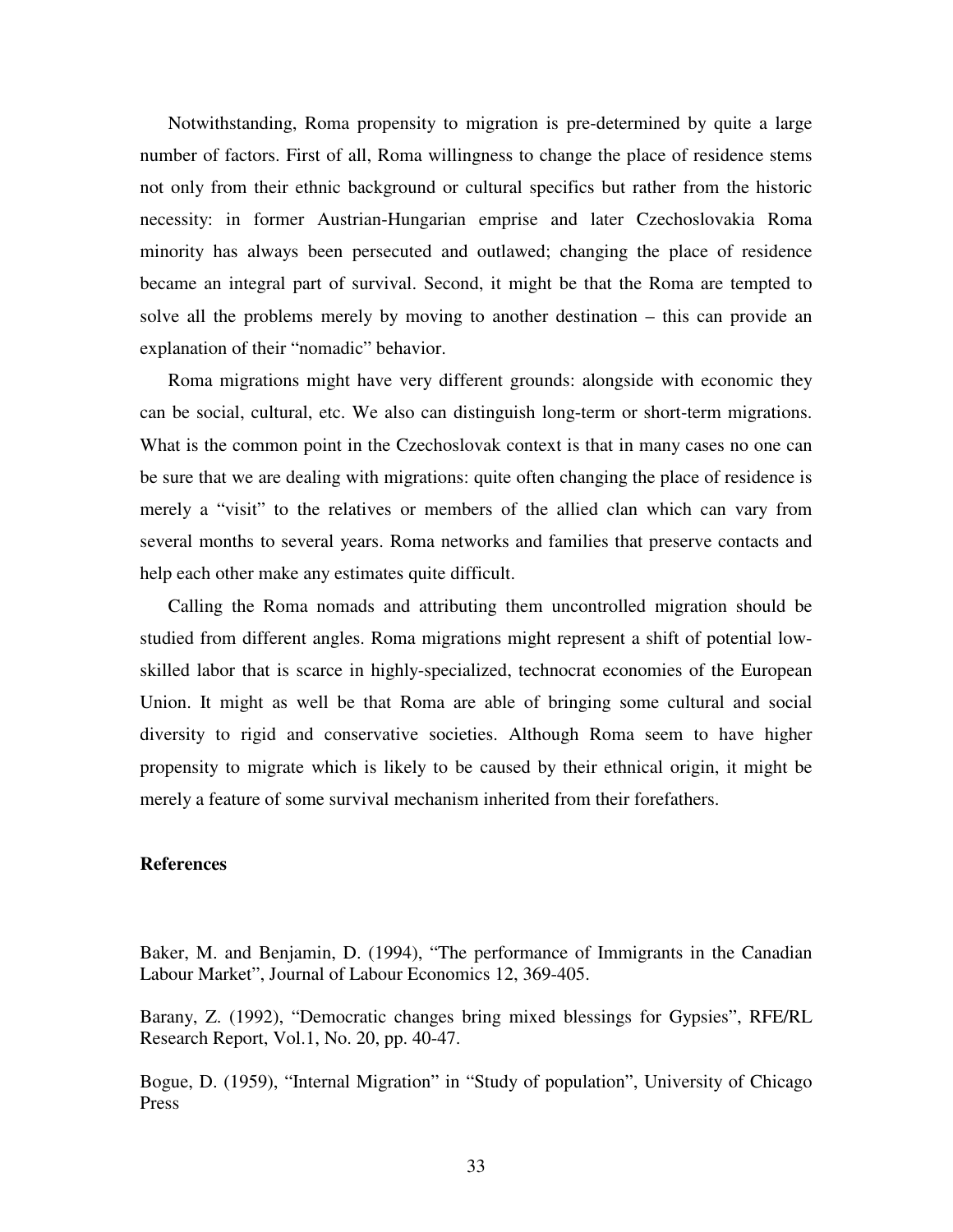Notwithstanding, Roma propensity to migration is pre-determined by quite a large number of factors. First of all, Roma willingness to change the place of residence stems not only from their ethnic background or cultural specifics but rather from the historic necessity: in former Austrian-Hungarian emprise and later Czechoslovakia Roma minority has always been persecuted and outlawed; changing the place of residence became an integral part of survival. Second, it might be that the Roma are tempted to solve all the problems merely by moving to another destination – this can provide an explanation of their "nomadic" behavior.

Roma migrations might have very different grounds: alongside with economic they can be social, cultural, etc. We also can distinguish long-term or short-term migrations. What is the common point in the Czechoslovak context is that in many cases no one can be sure that we are dealing with migrations: quite often changing the place of residence is merely a "visit" to the relatives or members of the allied clan which can vary from several months to several years. Roma networks and families that preserve contacts and help each other make any estimates quite difficult.

Calling the Roma nomads and attributing them uncontrolled migration should be studied from different angles. Roma migrations might represent a shift of potential low-skilled labor that is scarce in highly-specialized, technocrat economies of the European Union. It might as well be that Roma are able of bringing some cultural and social diversity to rigid and conservative societies. Although Roma seem to have higher propensity to migrate which is likely to be caused by their ethnical origin, it might be merely a feature of some survival mechanism inherited from their forefathers.

**References**

Baker, M. and Benjamin, D. (1994), "The performance of Immigrants in the Canadian Labour Market", Journal of Labour Economics 12, 369-405.

Barany, Z. (1992), "Democratic changes bring mixed blessings for Gypsies", RFE/RL Research Report, Vol.1, No. 20, pp. 40-47.

Bogue, D. (1959), "Internal Migration" in "Study of population", University of Chicago Press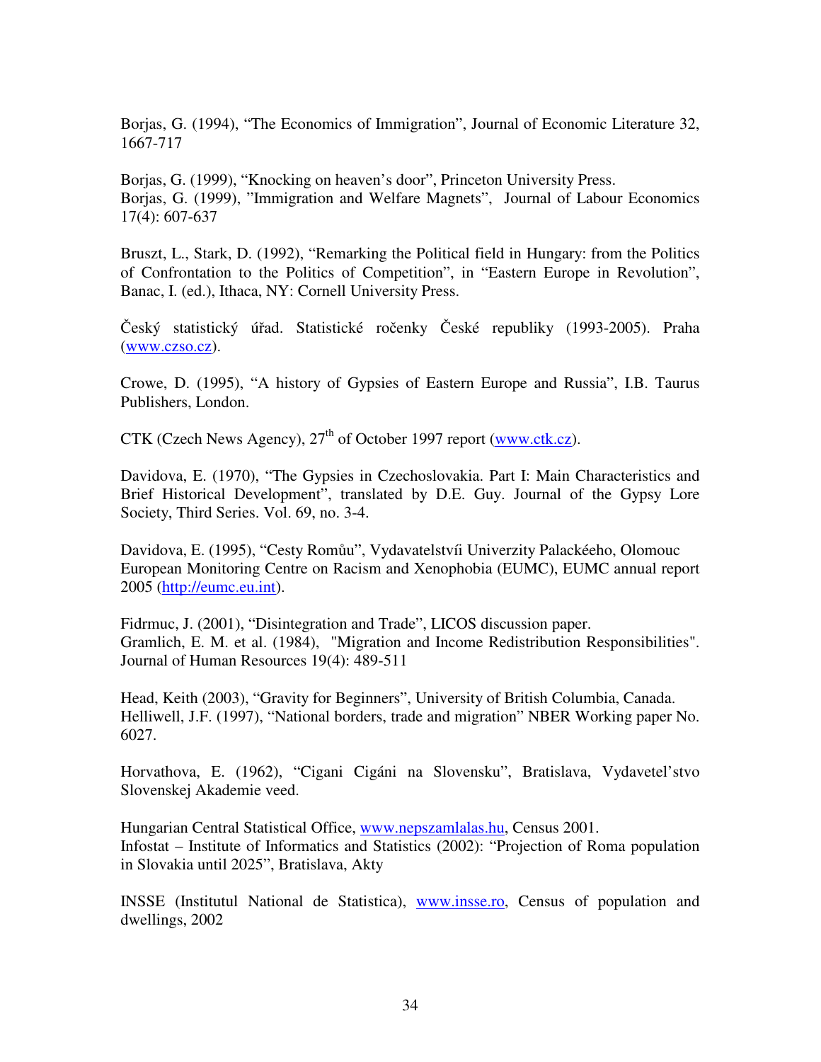Borjas, G. (1994), "The Economics of Immigration", Journal of Economic Literature 32, 1667-717

Borjas, G. (1999), "Knocking on heaven's door", Princeton University Press.
Borjas, G. (1999), "Immigration and Welfare Magnets", Journal of Labour Economics 17(4): 607-637

Bruszt, L., Stark, D. (1992), "Remarking the Political field in Hungary: from the Politics of Confrontation to the Politics of Competition", in "Eastern Europe in Revolution", Banac, I. (ed.), Ithaca, NY: Cornell University Press.

Český statistický úřad. Statistické ročenky České republiky (1993-2005). Praha (www.czso.cz).

Crowe, D. (1995), "A history of Gypsies of Eastern Europe and Russia", I.B. Taurus Publishers, London.

CTK (Czech News Agency), 27th of October 1997 report (www.ctk.cz).

Davidova, E. (1970), "The Gypsies in Czechoslovakia. Part I: Main Characteristics and Brief Historical Development", translated by D.E. Guy. Journal of the Gypsy Lore Society, Third Series. Vol. 69, no. 3-4.

Davidova, E. (1995), "Cesty Romůu", Vydavatelstvíi Univerzity Palackéeho, Olomouc
European Monitoring Centre on Racism and Xenophobia (EUMC), EUMC annual report 2005 (http://eumc.eu.int).

Fidrmuc, J. (2001), "Disintegration and Trade", LICOS discussion paper.
Gramlich, E. M. et al. (1984), "Migration and Income Redistribution Responsibilities". Journal of Human Resources 19(4): 489-511

Head, Keith (2003), "Gravity for Beginners", University of British Columbia, Canada.
Helliwell, J.F. (1997), "National borders, trade and migration" NBER Working paper No. 6027.

Horvathova, E. (1962), "Cigani Cigáni na Slovensku", Bratislava, Vydavetel'stvo Slovenskej Akademie veed.

Hungarian Central Statistical Office, www.nepszamlalas.hu, Census 2001.
Infostat – Institute of Informatics and Statistics (2002): "Projection of Roma population in Slovakia until 2025", Bratislava, Akty

INSSE (Institutul National de Statistica), www.insse.ro, Census of population and dwellings, 2002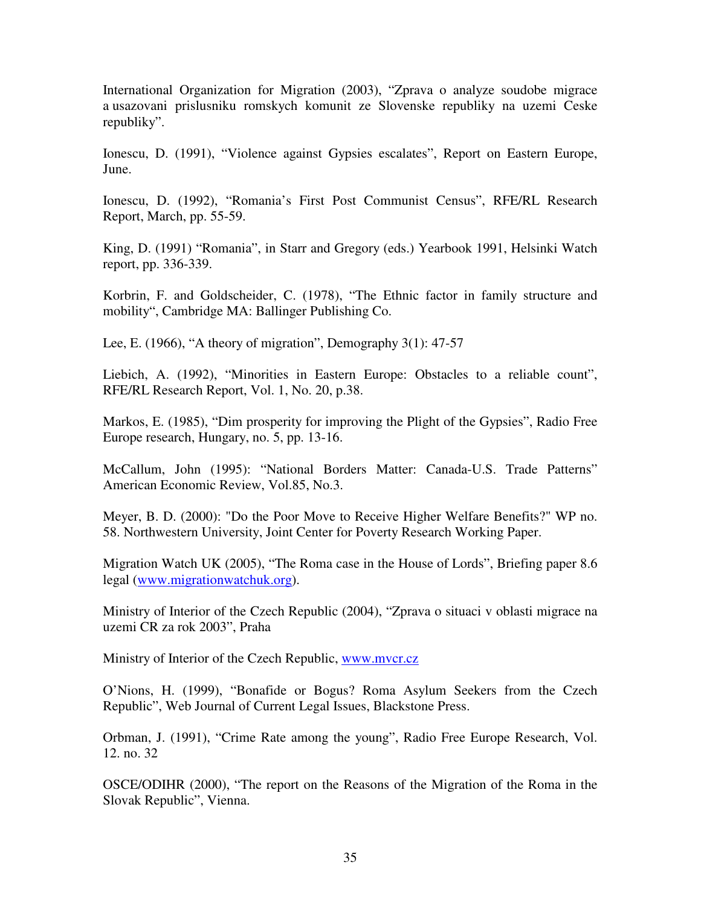International Organization for Migration (2003), "Zprava o analyze soudobe migrace a usazovani prislusniku romskych komunit ze Slovenske republiky na uzemi Ceske republiky".

Ionescu, D. (1991), "Violence against Gypsies escalates", Report on Eastern Europe, June.

Ionescu, D. (1992), "Romania's First Post Communist Census", RFE/RL Research Report, March, pp. 55-59.

King, D. (1991) "Romania", in Starr and Gregory (eds.) Yearbook 1991, Helsinki Watch report, pp. 336-339.

Korbrin, F. and Goldscheider, C. (1978), "The Ethnic factor in family structure and mobility", Cambridge MA: Ballinger Publishing Co.

Lee, E. (1966), "A theory of migration", Demography 3(1): 47-57

Liebich, A. (1992), "Minorities in Eastern Europe: Obstacles to a reliable count", RFE/RL Research Report, Vol. 1, No. 20, p.38.

Markos, E. (1985), "Dim prosperity for improving the Plight of the Gypsies", Radio Free Europe research, Hungary, no. 5, pp. 13-16.

McCallum, John (1995): "National Borders Matter: Canada-U.S. Trade Patterns" American Economic Review, Vol.85, No.3.

Meyer, B. D. (2000): "Do the Poor Move to Receive Higher Welfare Benefits?" WP no. 58. Northwestern University, Joint Center for Poverty Research Working Paper.

Migration Watch UK (2005), "The Roma case in the House of Lords", Briefing paper 8.6 legal (www.migrationwatchuk.org).

Ministry of Interior of the Czech Republic (2004), "Zprava o situaci v oblasti migrace na uzemi CR za rok 2003", Praha

Ministry of Interior of the Czech Republic, www.mvcr.cz

O'Nions, H. (1999), "Bonafide or Bogus? Roma Asylum Seekers from the Czech Republic", Web Journal of Current Legal Issues, Blackstone Press.

Orbman, J. (1991), "Crime Rate among the young", Radio Free Europe Research, Vol. 12. no. 32

OSCE/ODIHR (2000), "The report on the Reasons of the Migration of the Roma in the Slovak Republic", Vienna.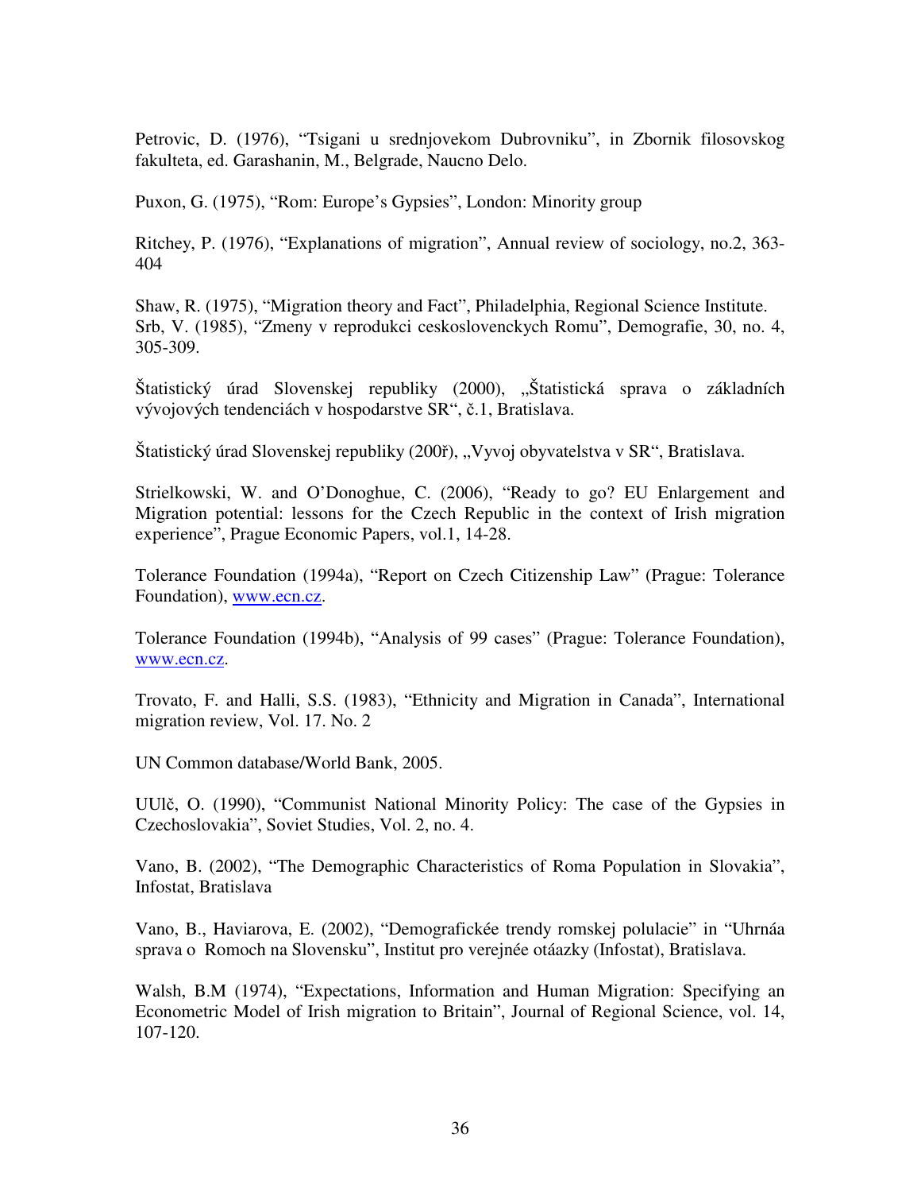Petrovic, D. (1976), "Tsigani u srednjovekom Dubrovniku", in Zbornik filosovskog fakulteta, ed. Garashanin, M., Belgrade, Naucno Delo.

Puxon, G. (1975), "Rom: Europe's Gypsies", London: Minority group

Ritchey, P. (1976), "Explanations of migration", Annual review of sociology, no.2, 363-404

Shaw, R. (1975), "Migration theory and Fact", Philadelphia, Regional Science Institute.
Srb, V. (1985), "Zmeny v reprodukci ceskoslovenckych Romu", Demografie, 30, no. 4, 305-309.

Štatistický úrad Slovenskej republiky (2000), „Štatistická sprava o základních vývojových tendenciách v hospodarstve SR", č.1, Bratislava.

Štatistický úrad Slovenskej republiky (200ř), „Vyvoj obyvatelstva v SR", Bratislava.

Strielkowski, W. and O'Donoghue, C. (2006), "Ready to go? EU Enlargement and Migration potential: lessons for the Czech Republic in the context of Irish migration experience", Prague Economic Papers, vol.1, 14-28.

Tolerance Foundation (1994a), "Report on Czech Citizenship Law" (Prague: Tolerance Foundation), www.ecn.cz.

Tolerance Foundation (1994b), "Analysis of 99 cases" (Prague: Tolerance Foundation), www.ecn.cz.

Trovato, F. and Halli, S.S. (1983), "Ethnicity and Migration in Canada", International migration review, Vol. 17. No. 2

UN Common database/World Bank, 2005.

UUlč, O. (1990), "Communist National Minority Policy: The case of the Gypsies in Czechoslovakia", Soviet Studies, Vol. 2, no. 4.

Vano, B. (2002), "The Demographic Characteristics of Roma Population in Slovakia", Infostat, Bratislava

Vano, B., Haviarova, E. (2002), "Demografickée trendy romskej polulacie" in "Uhrnáa sprava o  Romoch na Slovensku", Institut pro verejnée otáazky (Infostat), Bratislava.

Walsh, B.M (1974), "Expectations, Information and Human Migration: Specifying an Econometric Model of Irish migration to Britain", Journal of Regional Science, vol. 14, 107-120.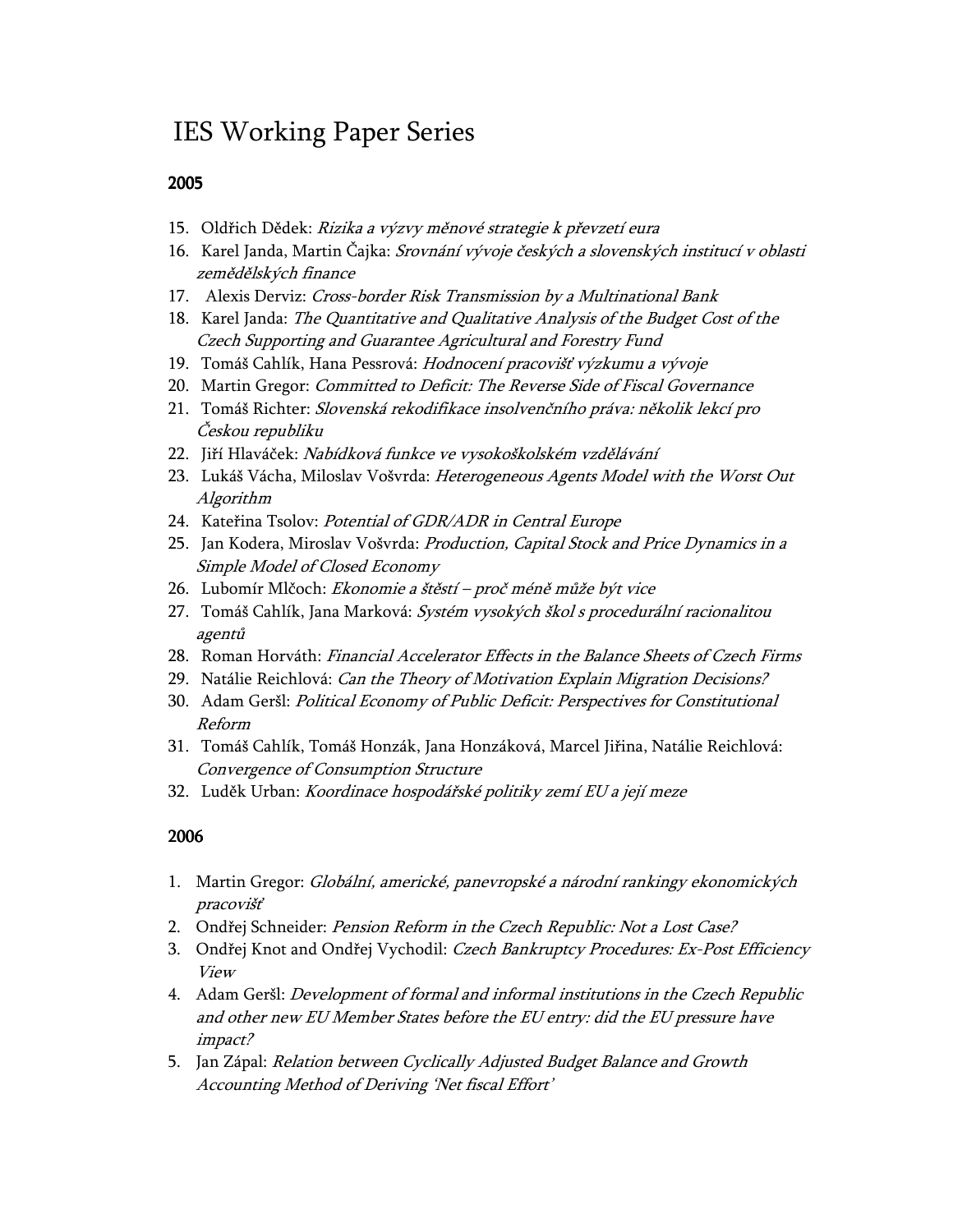# IES Working Paper Series

## 2005

15. Oldřich Dědek: *Rizika a výzvy měnové strategie k převzetí eura*
16. Karel Janda, Martin Čajka: *Srovnání vývoje českých a slovenských institucí v oblasti zemědělských finance*
17. Alexis Derviz: *Cross-border Risk Transmission by a Multinational Bank*
18. Karel Janda: *The Quantitative and Qualitative Analysis of the Budget Cost of the Czech Supporting and Guarantee Agricultural and Forestry Fund*
19. Tomáš Cahlík, Hana Pessrová: *Hodnocení pracovišť výzkumu a vývoje*
20. Martin Gregor: *Committed to Deficit: The Reverse Side of Fiscal Governance*
21. Tomáš Richter: *Slovenská rekodifikace insolvenčního práva: několik lekcí pro Českou republiku*
22. Jiří Hlaváček: *Nabídková funkce ve vysokoškolském vzdělávání*
23. Lukáš Vácha, Miloslav Vošvrda: *Heterogeneous Agents Model with the Worst Out Algorithm*
24. Kateřina Tsolov: *Potential of GDR/ADR in Central Europe*
25. Jan Kodera, Miroslav Vošvrda: *Production, Capital Stock and Price Dynamics in a Simple Model of Closed Economy*
26. Lubomír Mlčoch: *Ekonomie a štěstí – proč méně může být vice*
27. Tomáš Cahlík, Jana Marková: *Systém vysokých škol s procedurální racionalitou agentů*
28. Roman Horváth: *Financial Accelerator Effects in the Balance Sheets of Czech Firms*
29. Natálie Reichlová: *Can the Theory of Motivation Explain Migration Decisions?*
30. Adam Geršl: *Political Economy of Public Deficit: Perspectives for Constitutional Reform*
31. Tomáš Cahlík, Tomáš Honzák, Jana Honzáková, Marcel Jiřina, Natálie Reichlová: *Convergence of Consumption Structure*
32. Luděk Urban: *Koordinace hospodářské politiky zemí EU a její meze*

## 2006

1. Martin Gregor: *Globální, americké, panevropské a národní rankingy ekonomických pracovišť*
2. Ondřej Schneider: *Pension Reform in the Czech Republic: Not a Lost Case?*
3. Ondřej Knot and Ondřej Vychodil: *Czech Bankruptcy Procedures: Ex-Post Efficiency View*
4. Adam Geršl: *Development of formal and informal institutions in the Czech Republic and other new EU Member States before the EU entry: did the EU pressure have impact?*
5. Jan Zápal: *Relation between Cyclically Adjusted Budget Balance and Growth Accounting Method of Deriving 'Net fiscal Effort'*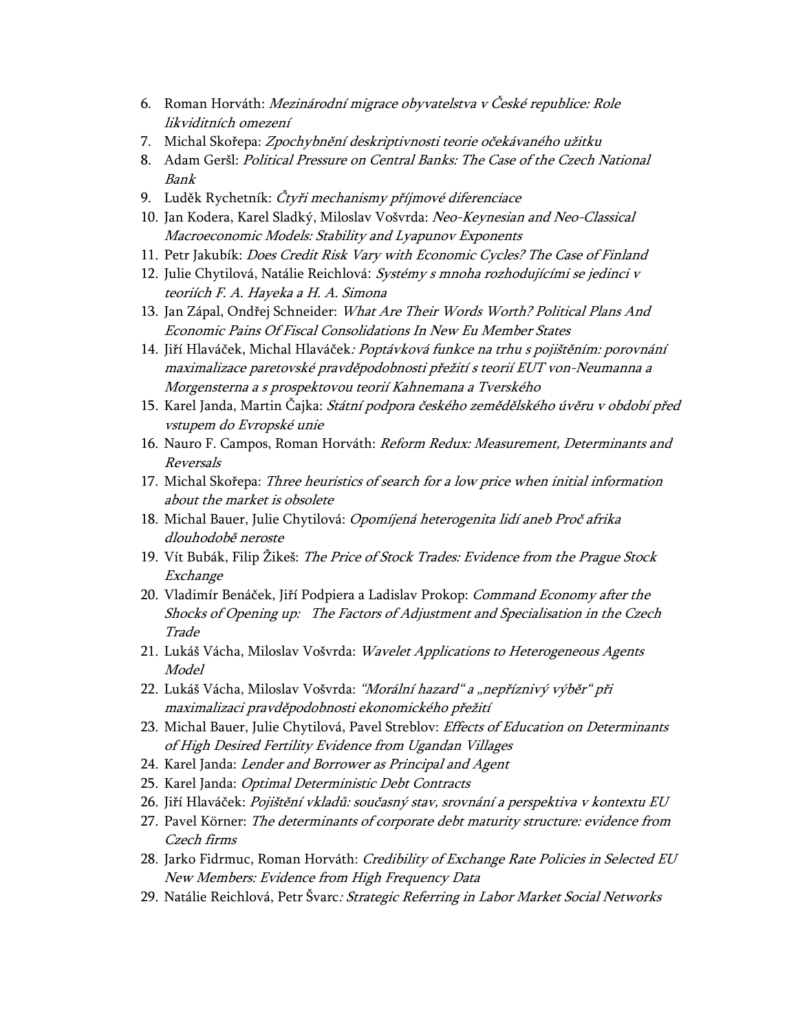6. Roman Horváth: *Mezinárodní migrace obyvatelstva v České republice: Role likviditních omezení*
7. Michal Skořepa: *Zpochybnění deskriptivnosti teorie očekávaného užitku*
8. Adam Geršl: *Political Pressure on Central Banks: The Case of the Czech National Bank*
9. Luděk Rychetník: *Čtyři mechanismy příjmové diferenciace*
10. Jan Kodera, Karel Sladký, Miloslav Vošvrda: *Neo-Keynesian and Neo-Classical Macroeconomic Models: Stability and Lyapunov Exponents*
11. Petr Jakubík: *Does Credit Risk Vary with Economic Cycles? The Case of Finland*
12. Julie Chytilová, Natálie Reichlová: *Systémy s mnoha rozhodujícími se jedinci v teoriích F. A. Hayeka a H. A. Simona*
13. Jan Zápal, Ondřej Schneider: *What Are Their Words Worth? Political Plans And Economic Pains Of Fiscal Consolidations In New Eu Member States*
14. Jiří Hlaváček, Michal Hlaváček*: Poptávková funkce na trhu s pojištěním: porovnání maximalizace paretovské pravděpodobnosti přežití s teorií EUT von-Neumanna a Morgensterna a s prospektovou teorií Kahnemana a Tverského*
15. Karel Janda, Martin Čajka: *Státní podpora českého zemědělského úvěru v období před vstupem do Evropské unie*
16. Nauro F. Campos, Roman Horváth: *Reform Redux: Measurement, Determinants and Reversals*
17. Michal Skořepa: *Three heuristics of search for a low price when initial information about the market is obsolete*
18. Michal Bauer, Julie Chytilová: *Opomíjená heterogenita lidí aneb Proč afrika dlouhodobě neroste*
19. Vít Bubák, Filip Žikeš: *The Price of Stock Trades: Evidence from the Prague Stock Exchange*
20. Vladimír Benáček, Jiří Podpiera a Ladislav Prokop: *Command Economy after the Shocks of Opening up: The Factors of Adjustment and Specialisation in the Czech Trade*
21. Lukáš Vácha, Miloslav Vošvrda: *Wavelet Applications to Heterogeneous Agents Model*
22. Lukáš Vácha, Miloslav Vošvrda: *"Morální hazard" a „nepříznivý výběr" při maximalizaci pravděpodobnosti ekonomického přežití*
23. Michal Bauer, Julie Chytilová, Pavel Streblov: *Effects of Education on Determinants of High Desired Fertility Evidence from Ugandan Villages*
24. Karel Janda: *Lender and Borrower as Principal and Agent*
25. Karel Janda: *Optimal Deterministic Debt Contracts*
26. Jiří Hlaváček: *Pojištění vkladů: současný stav, srovnání a perspektiva v kontextu EU*
27. Pavel Körner: *The determinants of corporate debt maturity structure: evidence from Czech firms*
28. Jarko Fidrmuc, Roman Horváth: *Credibility of Exchange Rate Policies in Selected EU New Members: Evidence from High Frequency Data*
29. Natálie Reichlová, Petr Švarc*: Strategic Referring in Labor Market Social Networks*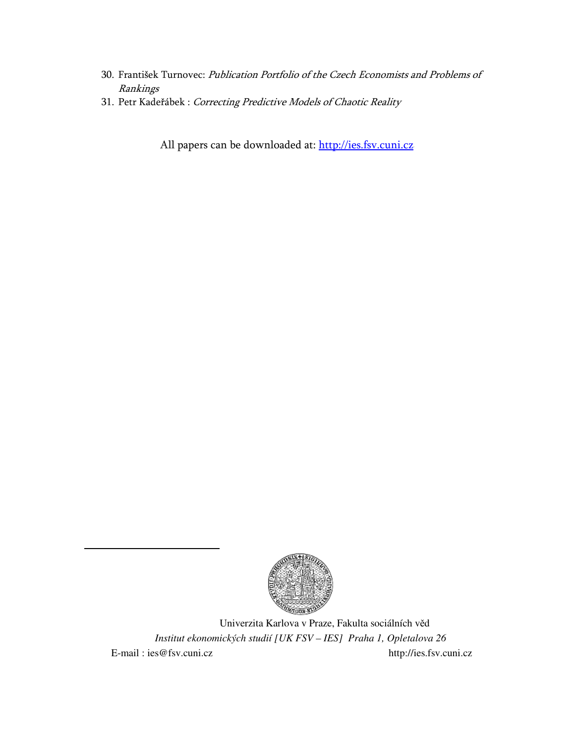30. František Turnovec: *Publication Portfolio of the Czech Economists and Problems of Rankings*
31. Petr Kadeřábek : *Correcting Predictive Models of Chaotic Reality*

All papers can be downloaded at: http://ies.fsv.cuni.cz

Univerzita Karlova v Praze, Fakulta sociálních věd

*Institut ekonomických studií [UK FSV – IES] Praha 1, Opletalova 26*

E-mail : ies@fsv.cuni.cz http://ies.fsv.cuni.cz